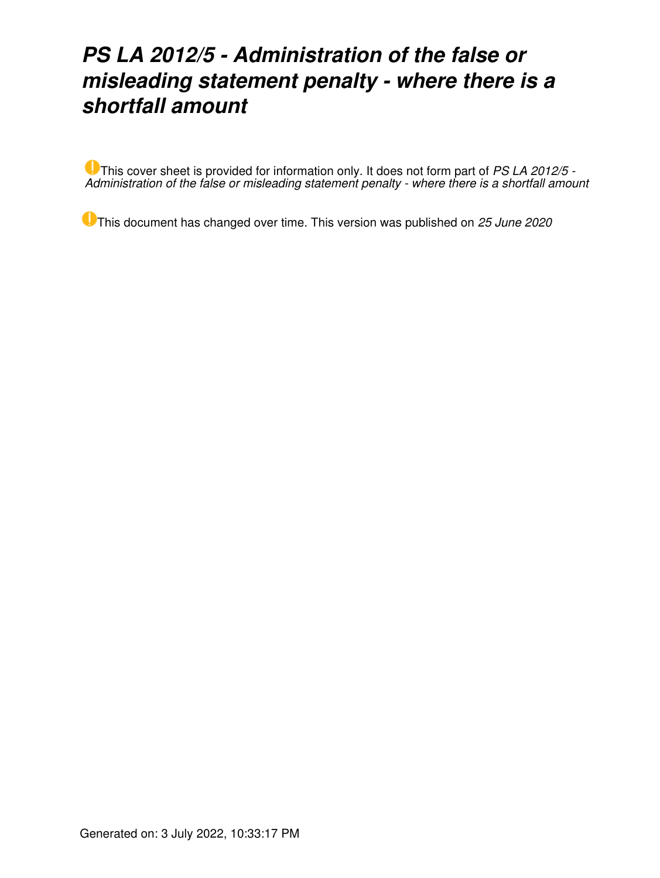# *PS LA 2012/5 - Administration of the false or misleading statement penalty - where there is a shortfall amount*

This cover sheet is provided for information only. It does not form part of *PS LA 2012/5 - Administration of the false or misleading statement penalty - where there is a shortfall amount*

This document has changed over time. This version was published on *25 June 2020*

Generated on: 3 July 2022, 10:33:17 PM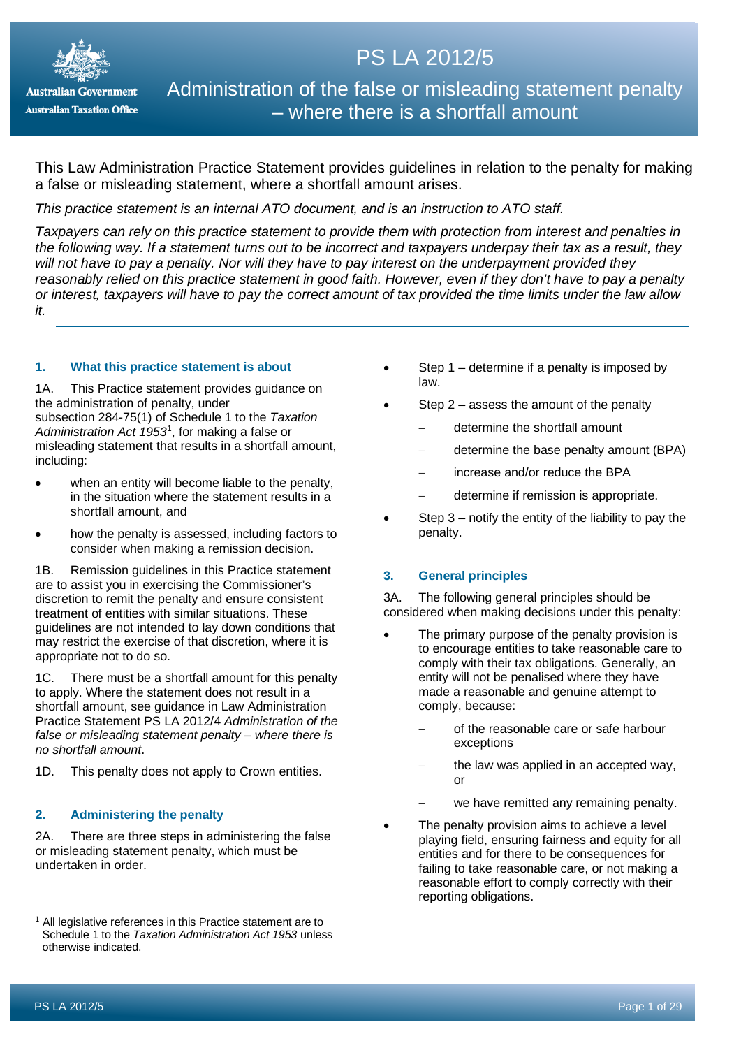# PS LA 2012/5

## Administration of the false or misleading statement penalty – where there is a shortfall amount

This Law Administration Practice Statement provides guidelines in relation to the penalty for making a false or misleading statement, where a shortfall amount arises.

*This practice statement is an internal ATO document, and is an instruction to ATO staff.*

*Taxpayers can rely on this practice statement to provide them with protection from interest and penalties in the following way. If a statement turns out to be incorrect and taxpayers underpay their tax as a result, they will not have to pay a penalty. Nor will they have to pay interest on the underpayment provided they reasonably relied on this practice statement in good faith. However, even if they don't have to pay a penalty or interest, taxpayers will have to pay the correct amount of tax provided the time limits under the law allow it.*

---

### 1. What this practice statement is about

1A. This Practice statement provides guidance on the administration of penalty, under subsection 284-75(1) of Schedule 1 to the *Taxation Administration Act 1953*[1], for making a false or misleading statement that results in a shortfall amount, including:

- when an entity will become liable to the penalty, in the situation where the statement results in a shortfall amount, and
- how the penalty is assessed, including factors to consider when making a remission decision.

1B. Remission guidelines in this Practice statement are to assist you in exercising the Commissioner's discretion to remit the penalty and ensure consistent treatment of entities with similar situations. These guidelines are not intended to lay down conditions that may restrict the exercise of that discretion, where it is appropriate not to do so.

1C. There must be a shortfall amount for this penalty to apply. Where the statement does not result in a shortfall amount, see guidance in Law Administration Practice Statement PS LA 2012/4 *Administration of the false or misleading statement penalty – where there is no shortfall amount*.

1D. This penalty does not apply to Crown entities.

### 2. Administering the penalty

2A. There are three steps in administering the false or misleading statement penalty, which must be undertaken in order.

- Step 1 – determine if a penalty is imposed by law.
- Step 2 – assess the amount of the penalty
  - determine the shortfall amount
  - determine the base penalty amount (BPA)
  - increase and/or reduce the BPA
  - determine if remission is appropriate.
- Step 3 – notify the entity of the liability to pay the penalty.

### 3. General principles

3A. The following general principles should be considered when making decisions under this penalty:

- The primary purpose of the penalty provision is to encourage entities to take reasonable care to comply with their tax obligations. Generally, an entity will not be penalised where they have made a reasonable and genuine attempt to comply, because:
  - of the reasonable care or safe harbour exceptions
  - the law was applied in an accepted way, or
  - we have remitted any remaining penalty.
- The penalty provision aims to achieve a level playing field, ensuring fairness and equity for all entities and for there to be consequences for failing to take reasonable care, or not making a reasonable effort to comply correctly with their reporting obligations.

---

[1] All legislative references in this Practice statement are to Schedule 1 to the *Taxation Administration Act 1953* unless otherwise indicated.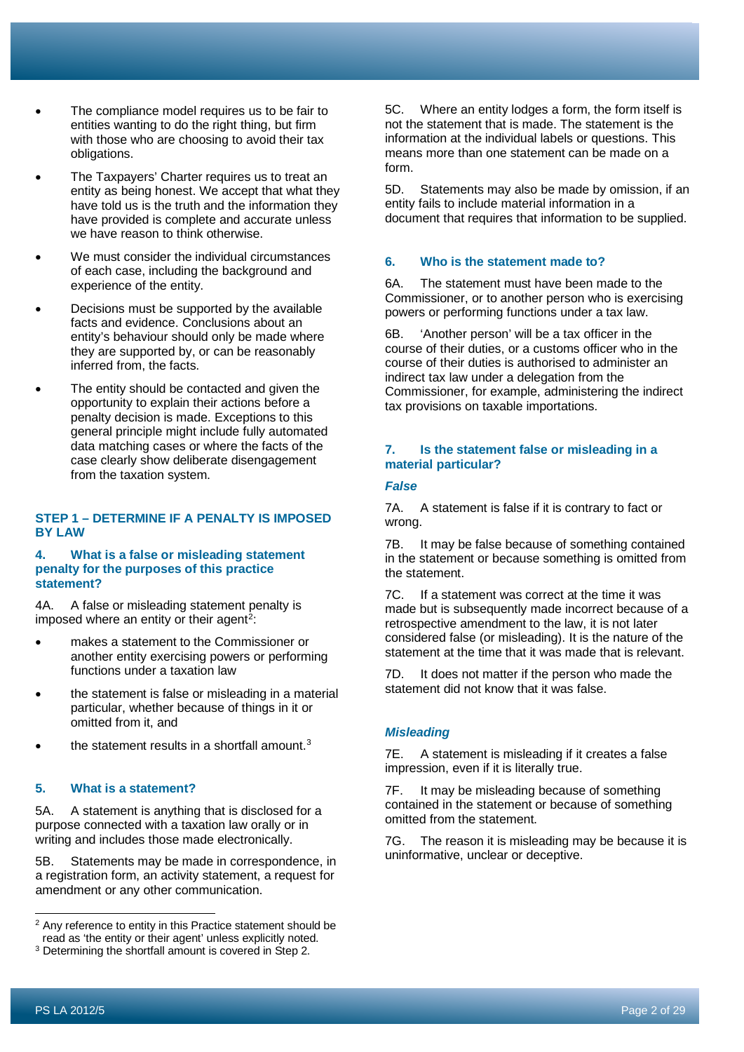- The compliance model requires us to be fair to entities wanting to do the right thing, but firm with those who are choosing to avoid their tax obligations.
- The Taxpayers' Charter requires us to treat an entity as being honest. We accept that what they have told us is the truth and the information they have provided is complete and accurate unless we have reason to think otherwise.
- We must consider the individual circumstances of each case, including the background and experience of the entity.
- Decisions must be supported by the available facts and evidence. Conclusions about an entity's behaviour should only be made where they are supported by, or can be reasonably inferred from, the facts.
- The entity should be contacted and given the opportunity to explain their actions before a penalty decision is made. Exceptions to this general principle might include fully automated data matching cases or where the facts of the case clearly show deliberate disengagement from the taxation system.

## STEP 1 – DETERMINE IF A PENALTY IS IMPOSED BY LAW

### 4. What is a false or misleading statement penalty for the purposes of this practice statement?

4A. A false or misleading statement penalty is imposed where an entity or their agent[2]:

- makes a statement to the Commissioner or another entity exercising powers or performing functions under a taxation law
- the statement is false or misleading in a material particular, whether because of things in it or omitted from it, and
- the statement results in a shortfall amount.[3]

### 5. What is a statement?

5A. A statement is anything that is disclosed for a purpose connected with a taxation law orally or in writing and includes those made electronically.

5B. Statements may be made in correspondence, in a registration form, an activity statement, a request for amendment or any other communication.

5C. Where an entity lodges a form, the form itself is not the statement that is made. The statement is the information at the individual labels or questions. This means more than one statement can be made on a form.

5D. Statements may also be made by omission, if an entity fails to include material information in a document that requires that information to be supplied.

### 6. Who is the statement made to?

6A. The statement must have been made to the Commissioner, or to another person who is exercising powers or performing functions under a tax law.

6B. 'Another person' will be a tax officer in the course of their duties, or a customs officer who in the course of their duties is authorised to administer an indirect tax law under a delegation from the Commissioner, for example, administering the indirect tax provisions on taxable importations.

### 7. Is the statement false or misleading in a material particular?

#### *False*

7A. A statement is false if it is contrary to fact or wrong.

7B. It may be false because of something contained in the statement or because something is omitted from the statement.

7C. If a statement was correct at the time it was made but is subsequently made incorrect because of a retrospective amendment to the law, it is not later considered false (or misleading). It is the nature of the statement at the time that it was made that is relevant.

7D. It does not matter if the person who made the statement did not know that it was false.

#### *Misleading*

7E. A statement is misleading if it creates a false impression, even if it is literally true.

7F. It may be misleading because of something contained in the statement or because of something omitted from the statement.

7G. The reason it is misleading may be because it is uninformative, unclear or deceptive.

---

[2] Any reference to entity in this Practice statement should be read as 'the entity or their agent' unless explicitly noted.

[3] Determining the shortfall amount is covered in Step 2.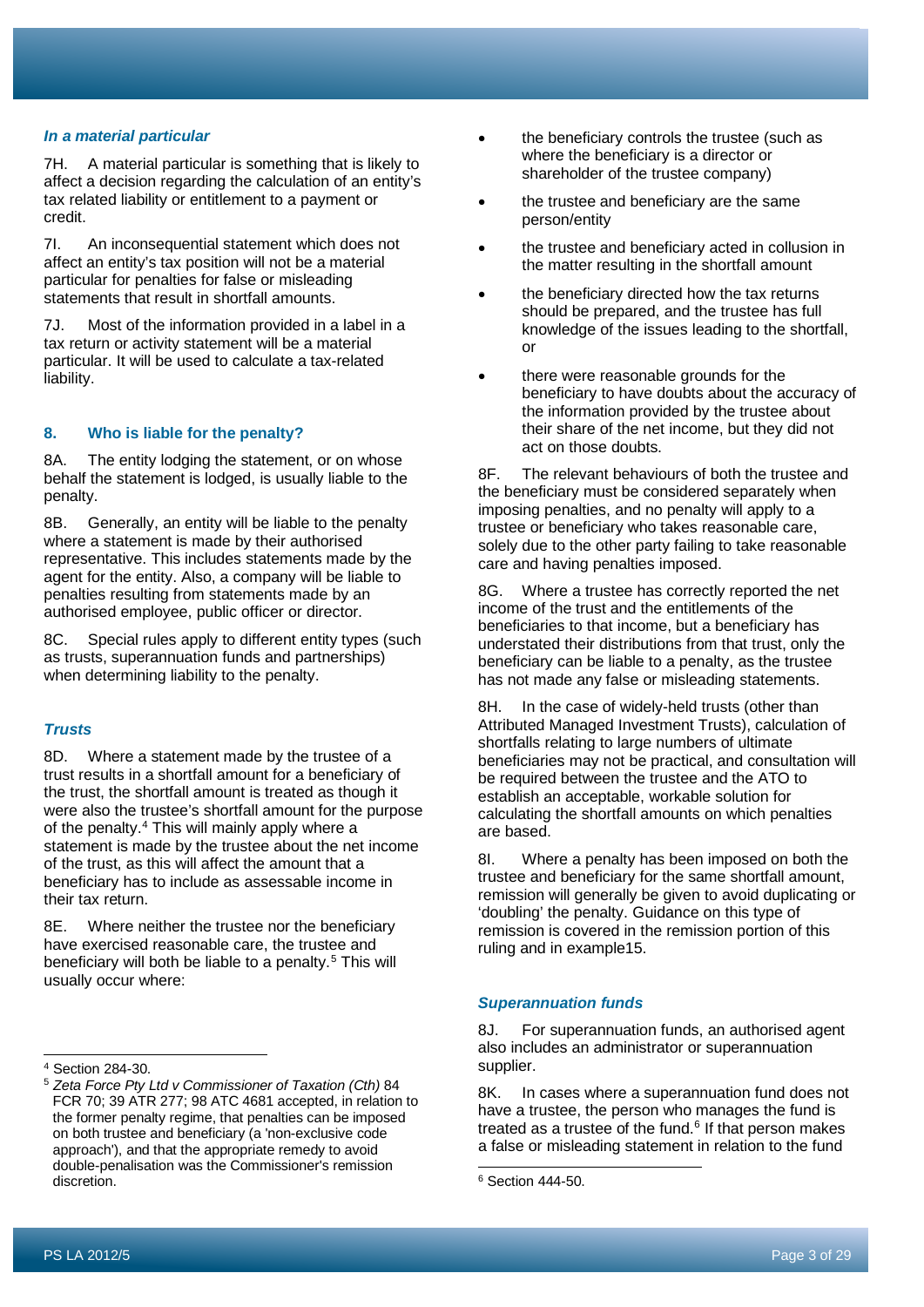### *In a material particular*

7H. A material particular is something that is likely to affect a decision regarding the calculation of an entity's tax related liability or entitlement to a payment or credit.

7I. An inconsequential statement which does not affect an entity's tax position will not be a material particular for penalties for false or misleading statements that result in shortfall amounts.

7J. Most of the information provided in a label in a tax return or activity statement will be a material particular. It will be used to calculate a tax-related liability.

## 8. Who is liable for the penalty?

8A. The entity lodging the statement, or on whose behalf the statement is lodged, is usually liable to the penalty.

8B. Generally, an entity will be liable to the penalty where a statement is made by their authorised representative. This includes statements made by the agent for the entity. Also, a company will be liable to penalties resulting from statements made by an authorised employee, public officer or director.

8C. Special rules apply to different entity types (such as trusts, superannuation funds and partnerships) when determining liability to the penalty.

### *Trusts*

8D. Where a statement made by the trustee of a trust results in a shortfall amount for a beneficiary of the trust, the shortfall amount is treated as though it were also the trustee's shortfall amount for the purpose of the penalty.[4] This will mainly apply where a statement is made by the trustee about the net income of the trust, as this will affect the amount that a beneficiary has to include as assessable income in their tax return.

8E. Where neither the trustee nor the beneficiary have exercised reasonable care, the trustee and beneficiary will both be liable to a penalty.[5] This will usually occur where:

- the beneficiary controls the trustee (such as where the beneficiary is a director or shareholder of the trustee company)
- the trustee and beneficiary are the same person/entity
- the trustee and beneficiary acted in collusion in the matter resulting in the shortfall amount
- the beneficiary directed how the tax returns should be prepared, and the trustee has full knowledge of the issues leading to the shortfall, or
- there were reasonable grounds for the beneficiary to have doubts about the accuracy of the information provided by the trustee about their share of the net income, but they did not act on those doubts.

8F. The relevant behaviours of both the trustee and the beneficiary must be considered separately when imposing penalties, and no penalty will apply to a trustee or beneficiary who takes reasonable care, solely due to the other party failing to take reasonable care and having penalties imposed.

8G. Where a trustee has correctly reported the net income of the trust and the entitlements of the beneficiaries to that income, but a beneficiary has understated their distributions from that trust, only the beneficiary can be liable to a penalty, as the trustee has not made any false or misleading statements.

8H. In the case of widely-held trusts (other than Attributed Managed Investment Trusts), calculation of shortfalls relating to large numbers of ultimate beneficiaries may not be practical, and consultation will be required between the trustee and the ATO to establish an acceptable, workable solution for calculating the shortfall amounts on which penalties are based.

8I. Where a penalty has been imposed on both the trustee and beneficiary for the same shortfall amount, remission will generally be given to avoid duplicating or 'doubling' the penalty. Guidance on this type of remission is covered in the remission portion of this ruling and in example15.

### *Superannuation funds*

8J. For superannuation funds, an authorised agent also includes an administrator or superannuation supplier.

8K. In cases where a superannuation fund does not have a trustee, the person who manages the fund is treated as a trustee of the fund.[6] If that person makes a false or misleading statement in relation to the fund

---

[4] Section 284-30.

[5] *Zeta Force Pty Ltd v Commissioner of Taxation (Cth)* 84 FCR 70; 39 ATR 277; 98 ATC 4681 accepted, in relation to the former penalty regime, that penalties can be imposed on both trustee and beneficiary (a 'non-exclusive code approach'), and that the appropriate remedy to avoid double-penalisation was the Commissioner's remission discretion.

[6] Section 444-50.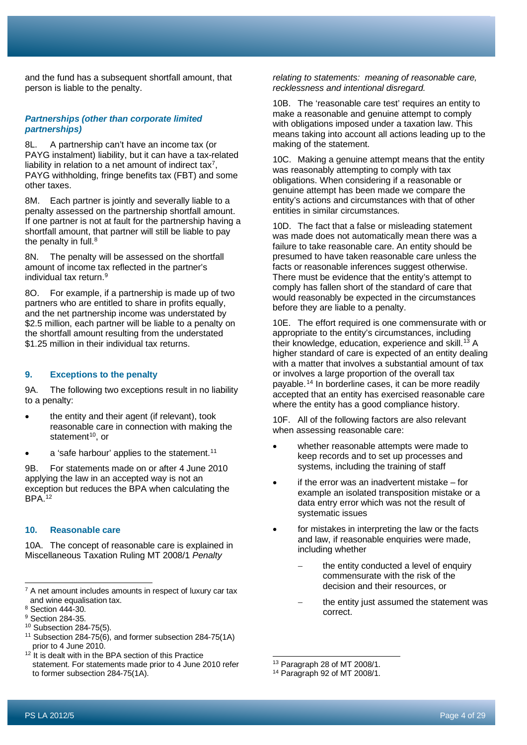and the fund has a subsequent shortfall amount, that person is liable to the penalty.

### *Partnerships (other than corporate limited partnerships)*

8L. A partnership can't have an income tax (or PAYG instalment) liability, but it can have a tax-related liability in relation to a net amount of indirect tax[7], PAYG withholding, fringe benefits tax (FBT) and some other taxes.

8M. Each partner is jointly and severally liable to a penalty assessed on the partnership shortfall amount. If one partner is not at fault for the partnership having a shortfall amount, that partner will still be liable to pay the penalty in full.[8]

8N. The penalty will be assessed on the shortfall amount of income tax reflected in the partner's individual tax return.[9]

8O. For example, if a partnership is made up of two partners who are entitled to share in profits equally, and the net partnership income was understated by $2.5 million, each partner will be liable to a penalty on the shortfall amount resulting from the understated $1.25 million in their individual tax returns.

## 9. Exceptions to the penalty

9A. The following two exceptions result in no liability to a penalty:

- the entity and their agent (if relevant), took reasonable care in connection with making the statement[10], or
- a 'safe harbour' applies to the statement.[11]

9B. For statements made on or after 4 June 2010 applying the law in an accepted way is not an exception but reduces the BPA when calculating the BPA.[12]

## 10. Reasonable care

10A. The concept of reasonable care is explained in Miscellaneous Taxation Ruling MT 2008/1 *Penalty relating to statements: meaning of reasonable care, recklessness and intentional disregard.*

10B. The 'reasonable care test' requires an entity to make a reasonable and genuine attempt to comply with obligations imposed under a taxation law. This means taking into account all actions leading up to the making of the statement.

10C. Making a genuine attempt means that the entity was reasonably attempting to comply with tax obligations. When considering if a reasonable or genuine attempt has been made we compare the entity's actions and circumstances with that of other entities in similar circumstances.

10D. The fact that a false or misleading statement was made does not automatically mean there was a failure to take reasonable care. An entity should be presumed to have taken reasonable care unless the facts or reasonable inferences suggest otherwise. There must be evidence that the entity's attempt to comply has fallen short of the standard of care that would reasonably be expected in the circumstances before they are liable to a penalty.

10E. The effort required is one commensurate with or appropriate to the entity's circumstances, including their knowledge, education, experience and skill.[13] A higher standard of care is expected of an entity dealing with a matter that involves a substantial amount of tax or involves a large proportion of the overall tax payable.[14] In borderline cases, it can be more readily accepted that an entity has exercised reasonable care where the entity has a good compliance history.

10F. All of the following factors are also relevant when assessing reasonable care:

- whether reasonable attempts were made to keep records and to set up processes and systems, including the training of staff
- if the error was an inadvertent mistake – for example an isolated transposition mistake or a data entry error which was not the result of systematic issues
- for mistakes in interpreting the law or the facts and law, if reasonable enquiries were made, including whether
  - the entity conducted a level of enquiry commensurate with the risk of the decision and their resources, or
  - the entity just assumed the statement was correct.

---

[7] A net amount includes amounts in respect of luxury car tax and wine equalisation tax.

[8] Section 444-30.

[9] Section 284-35.

[10] Subsection 284-75(5).

[11] Subsection 284-75(6), and former subsection 284-75(1A) prior to 4 June 2010.

[12] It is dealt with in the BPA section of this Practice statement. For statements made prior to 4 June 2010 refer to former subsection 284-75(1A).

[13] Paragraph 28 of MT 2008/1.

[14] Paragraph 92 of MT 2008/1.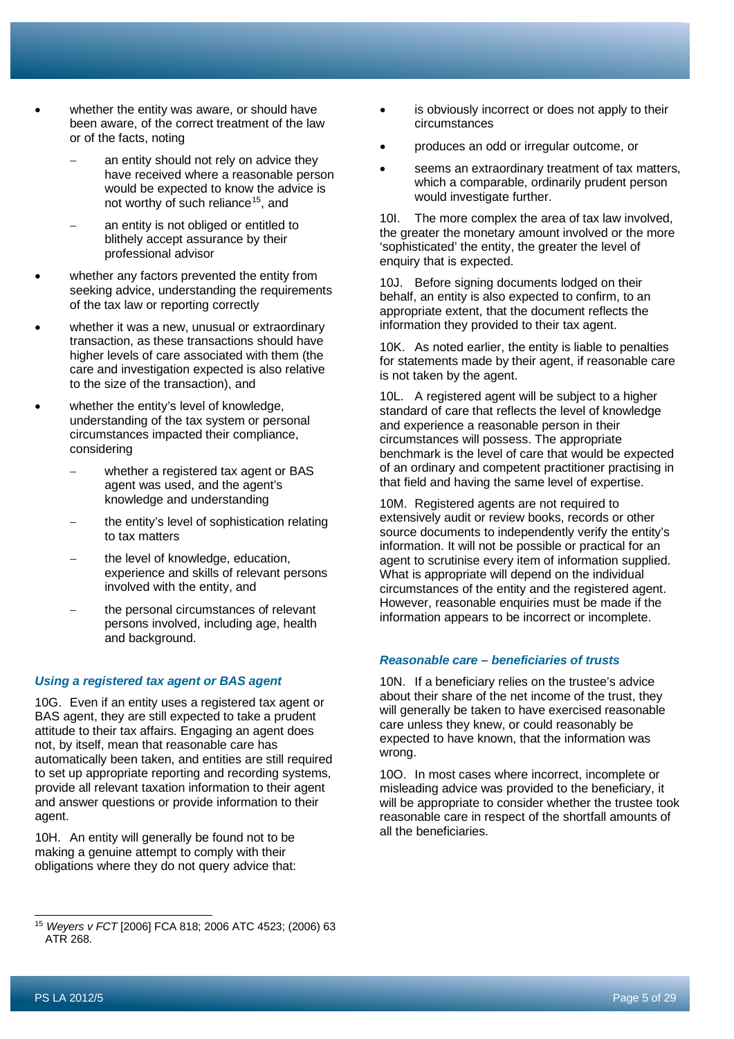- whether the entity was aware, or should have been aware, of the correct treatment of the law or of the facts, noting
  - an entity should not rely on advice they have received where a reasonable person would be expected to know the advice is not worthy of such reliance[15], and
  - an entity is not obliged or entitled to blithely accept assurance by their professional advisor
- whether any factors prevented the entity from seeking advice, understanding the requirements of the tax law or reporting correctly
- whether it was a new, unusual or extraordinary transaction, as these transactions should have higher levels of care associated with them (the care and investigation expected is also relative to the size of the transaction), and
- whether the entity's level of knowledge, understanding of the tax system or personal circumstances impacted their compliance, considering
  - whether a registered tax agent or BAS agent was used, and the agent's knowledge and understanding
  - the entity's level of sophistication relating to tax matters
  - the level of knowledge, education, experience and skills of relevant persons involved with the entity, and
  - the personal circumstances of relevant persons involved, including age, health and background.

### *Using a registered tax agent or BAS agent*

10G. Even if an entity uses a registered tax agent or BAS agent, they are still expected to take a prudent attitude to their tax affairs. Engaging an agent does not, by itself, mean that reasonable care has automatically been taken, and entities are still required to set up appropriate reporting and recording systems, provide all relevant taxation information to their agent and answer questions or provide information to their agent.

10H. An entity will generally be found not to be making a genuine attempt to comply with their obligations where they do not query advice that:

- is obviously incorrect or does not apply to their circumstances
- produces an odd or irregular outcome, or
- seems an extraordinary treatment of tax matters, which a comparable, ordinarily prudent person would investigate further.

10I. The more complex the area of tax law involved, the greater the monetary amount involved or the more 'sophisticated' the entity, the greater the level of enquiry that is expected.

10J. Before signing documents lodged on their behalf, an entity is also expected to confirm, to an appropriate extent, that the document reflects the information they provided to their tax agent.

10K. As noted earlier, the entity is liable to penalties for statements made by their agent, if reasonable care is not taken by the agent.

10L. A registered agent will be subject to a higher standard of care that reflects the level of knowledge and experience a reasonable person in their circumstances will possess. The appropriate benchmark is the level of care that would be expected of an ordinary and competent practitioner practising in that field and having the same level of expertise.

10M. Registered agents are not required to extensively audit or review books, records or other source documents to independently verify the entity's information. It will not be possible or practical for an agent to scrutinise every item of information supplied. What is appropriate will depend on the individual circumstances of the entity and the registered agent. However, reasonable enquiries must be made if the information appears to be incorrect or incomplete.

### *Reasonable care – beneficiaries of trusts*

10N. If a beneficiary relies on the trustee's advice about their share of the net income of the trust, they will generally be taken to have exercised reasonable care unless they knew, or could reasonably be expected to have known, that the information was wrong.

10O. In most cases where incorrect, incomplete or misleading advice was provided to the beneficiary, it will be appropriate to consider whether the trustee took reasonable care in respect of the shortfall amounts of all the beneficiaries.

---

[15] *Weyers v FCT* [2006] FCA 818; 2006 ATC 4523; (2006) 63 ATR 268.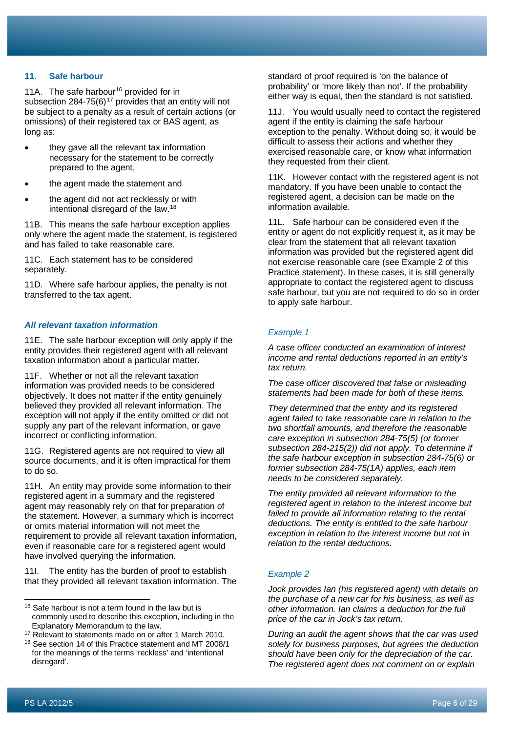## 11. Safe harbour

11A. The safe harbour[16] provided for in subsection 284-75(6)[17] provides that an entity will not be subject to a penalty as a result of certain actions (or omissions) of their registered tax or BAS agent, as long as:

- they gave all the relevant tax information necessary for the statement to be correctly prepared to the agent,
- the agent made the statement and
- the agent did not act recklessly or with intentional disregard of the law.[18]

11B. This means the safe harbour exception applies only where the agent made the statement, is registered and has failed to take reasonable care.

11C. Each statement has to be considered separately.

11D. Where safe harbour applies, the penalty is not transferred to the tax agent.

### *All relevant taxation information*

11E. The safe harbour exception will only apply if the entity provides their registered agent with all relevant taxation information about a particular matter.

11F. Whether or not all the relevant taxation information was provided needs to be considered objectively. It does not matter if the entity genuinely believed they provided all relevant information. The exception will not apply if the entity omitted or did not supply any part of the relevant information, or gave incorrect or conflicting information.

11G. Registered agents are not required to view all source documents, and it is often impractical for them to do so.

11H. An entity may provide some information to their registered agent in a summary and the registered agent may reasonably rely on that for preparation of the statement. However, a summary which is incorrect or omits material information will not meet the requirement to provide all relevant taxation information, even if reasonable care for a registered agent would have involved querying the information.

11I. The entity has the burden of proof to establish that they provided all relevant taxation information. The standard of proof required is 'on the balance of probability' or 'more likely than not'. If the probability either way is equal, then the standard is not satisfied.

11J. You would usually need to contact the registered agent if the entity is claiming the safe harbour exception to the penalty. Without doing so, it would be difficult to assess their actions and whether they exercised reasonable care, or know what information they requested from their client.

11K. However contact with the registered agent is not mandatory. If you have been unable to contact the registered agent, a decision can be made on the information available.

11L. Safe harbour can be considered even if the entity or agent do not explicitly request it, as it may be clear from the statement that all relevant taxation information was provided but the registered agent did not exercise reasonable care (see Example 2 of this Practice statement). In these cases, it is still generally appropriate to contact the registered agent to discuss safe harbour, but you are not required to do so in order to apply safe harbour.

*Example 1*

*A case officer conducted an examination of interest income and rental deductions reported in an entity's tax return.*

*The case officer discovered that false or misleading statements had been made for both of these items.*

*They determined that the entity and its registered agent failed to take reasonable care in relation to the two shortfall amounts, and therefore the reasonable care exception in subsection 284-75(5) (or former subsection 284-215(2)) did not apply. To determine if the safe harbour exception in subsection 284-75(6) or former subsection 284-75(1A) applies, each item needs to be considered separately.*

*The entity provided all relevant information to the registered agent in relation to the interest income but failed to provide all information relating to the rental deductions. The entity is entitled to the safe harbour exception in relation to the interest income but not in relation to the rental deductions.*

*Example 2*

*Jock provides Ian (his registered agent) with details on the purchase of a new car for his business, as well as other information. Ian claims a deduction for the full price of the car in Jock's tax return.*

*During an audit the agent shows that the car was used solely for business purposes, but agrees the deduction should have been only for the depreciation of the car. The registered agent does not comment on or explain*

---

[16] Safe harbour is not a term found in the law but is commonly used to describe this exception, including in the Explanatory Memorandum to the law.

[17] Relevant to statements made on or after 1 March 2010.

[18] See section 14 of this Practice statement and MT 2008/1 for the meanings of the terms 'reckless' and 'intentional disregard'.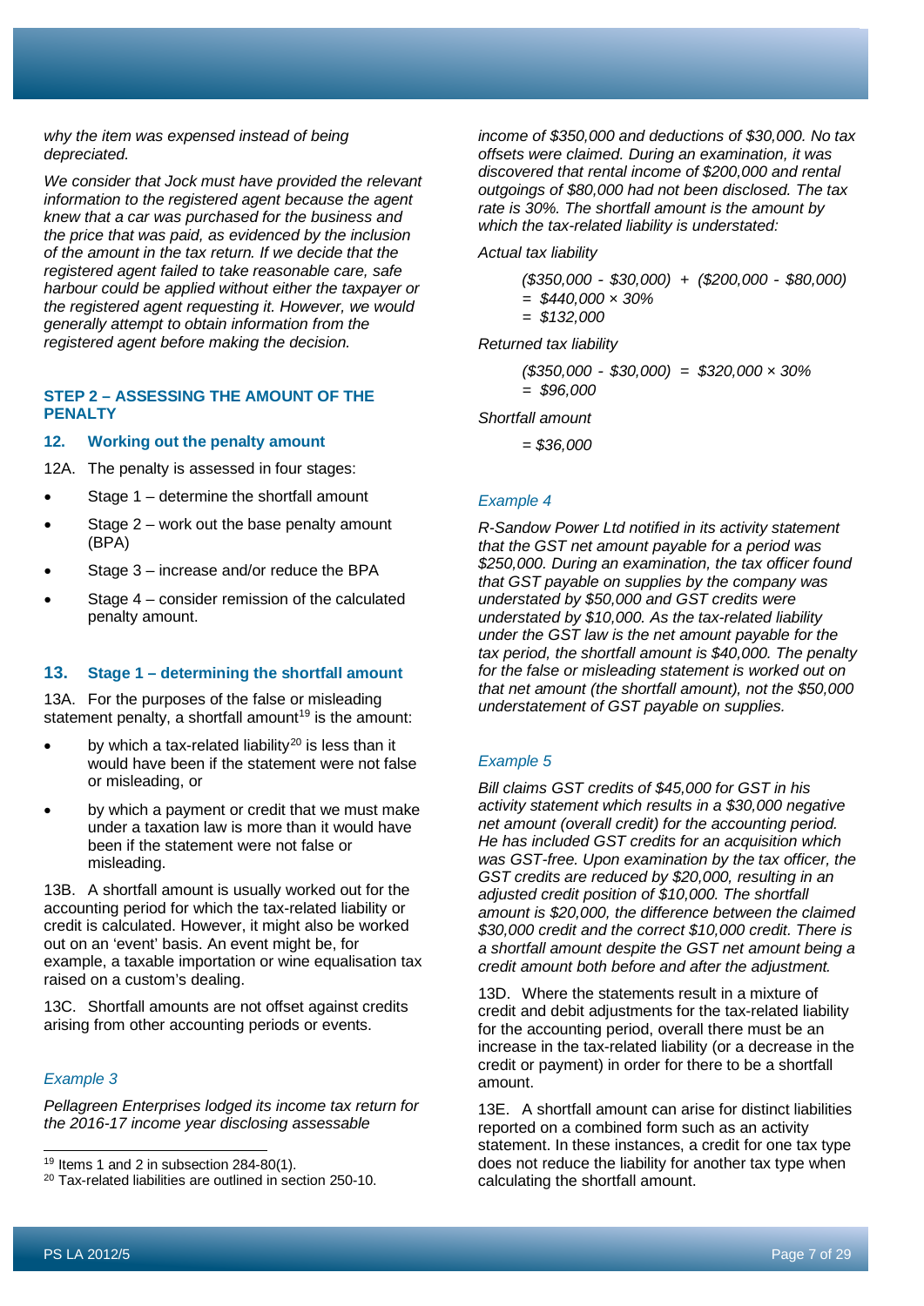*why the item was expensed instead of being depreciated.*

*We consider that Jock must have provided the relevant information to the registered agent because the agent knew that a car was purchased for the business and the price that was paid, as evidenced by the inclusion of the amount in the tax return. If we decide that the registered agent failed to take reasonable care, safe harbour could be applied without either the taxpayer or the registered agent requesting it. However, we would generally attempt to obtain information from the registered agent before making the decision.*

### STEP 2 – ASSESSING THE AMOUNT OF THE PENALTY

#### 12. Working out the penalty amount

12A. The penalty is assessed in four stages:

- Stage 1 – determine the shortfall amount
- Stage 2 – work out the base penalty amount (BPA)
- Stage 3 – increase and/or reduce the BPA
- Stage 4 – consider remission of the calculated penalty amount.

#### 13. Stage 1 – determining the shortfall amount

13A. For the purposes of the false or misleading statement penalty, a shortfall amount[19] is the amount:

- by which a tax-related liability[20] is less than it would have been if the statement were not false or misleading, or
- by which a payment or credit that we must make under a taxation law is more than it would have been if the statement were not false or misleading.

13B. A shortfall amount is usually worked out for the accounting period for which the tax-related liability or credit is calculated. However, it might also be worked out on an 'event' basis. An event might be, for example, a taxable importation or wine equalisation tax raised on a custom's dealing.

13C. Shortfall amounts are not offset against credits arising from other accounting periods or events.

*Example 3*

*Pellagreen Enterprises lodged its income tax return for the 2016-17 income year disclosing assessable income of $350,000 and deductions of $30,000. No tax offsets were claimed. During an examination, it was discovered that rental income of $200,000 and rental outgoings of $80,000 had not been disclosed. The tax rate is 30%. The shortfall amount is the amount by which the tax-related liability is understated:*

*Actual tax liability*

> *($350,000 - $30,000) + ($200,000 - $80,000)*
> *= $440,000 × 30%*
> *= $132,000*

*Returned tax liability*

> *($350,000 - $30,000) = $320,000 × 30%*
> *= $96,000*

*Shortfall amount*

> *= $36,000*

*Example 4*

*R-Sandow Power Ltd notified in its activity statement that the GST net amount payable for a period was $250,000. During an examination, the tax officer found that GST payable on supplies by the company was understated by $50,000 and GST credits were understated by $10,000. As the tax-related liability under the GST law is the net amount payable for the tax period, the shortfall amount is $40,000. The penalty for the false or misleading statement is worked out on that net amount (the shortfall amount), not the $50,000 understatement of GST payable on supplies.*

*Example 5*

*Bill claims GST credits of $45,000 for GST in his activity statement which results in a $30,000 negative net amount (overall credit) for the accounting period. He has included GST credits for an acquisition which was GST-free. Upon examination by the tax officer, the GST credits are reduced by $20,000, resulting in an adjusted credit position of $10,000. The shortfall amount is $20,000, the difference between the claimed $30,000 credit and the correct $10,000 credit. There is a shortfall amount despite the GST net amount being a credit amount both before and after the adjustment.*

13D. Where the statements result in a mixture of credit and debit adjustments for the tax-related liability for the accounting period, overall there must be an increase in the tax-related liability (or a decrease in the credit or payment) in order for there to be a shortfall amount.

13E. A shortfall amount can arise for distinct liabilities reported on a combined form such as an activity statement. In these instances, a credit for one tax type does not reduce the liability for another tax type when calculating the shortfall amount.

---

[19] Items 1 and 2 in subsection 284-80(1).

[20] Tax-related liabilities are outlined in section 250-10.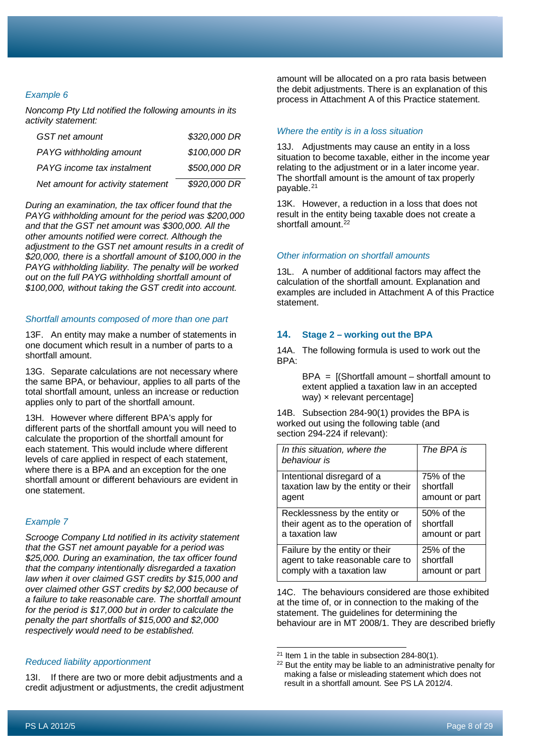*Example 6*

*Noncomp Pty Ltd notified the following amounts in its activity statement:*

| | |
|---|---|
| *GST net amount* | *$320,000 DR* |
| *PAYG withholding amount* | *$100,000 DR* |
| *PAYG income tax instalment* | *$500,000 DR* |
| *Net amount for activity statement* | *$920,000 DR* |

*During an examination, the tax officer found that the PAYG withholding amount for the period was $200,000 and that the GST net amount was $300,000. All the other amounts notified were correct. Although the adjustment to the GST net amount results in a credit of $20,000, there is a shortfall amount of $100,000 in the PAYG withholding liability. The penalty will be worked out on the full PAYG withholding shortfall amount of $100,000, without taking the GST credit into account.*

*Shortfall amounts composed of more than one part*

13F. An entity may make a number of statements in one document which result in a number of parts to a shortfall amount.

13G. Separate calculations are not necessary where the same BPA, or behaviour, applies to all parts of the total shortfall amount, unless an increase or reduction applies only to part of the shortfall amount.

13H. However where different BPA's apply for different parts of the shortfall amount you will need to calculate the proportion of the shortfall amount for each statement. This would include where different levels of care applied in respect of each statement, where there is a BPA and an exception for the one shortfall amount or different behaviours are evident in one statement.

*Example 7*

*Scrooge Company Ltd notified in its activity statement that the GST net amount payable for a period was $25,000. During an examination, the tax officer found that the company intentionally disregarded a taxation law when it over claimed GST credits by $15,000 and over claimed other GST credits by $2,000 because of a failure to take reasonable care. The shortfall amount for the period is $17,000 but in order to calculate the penalty the part shortfalls of $15,000 and $2,000 respectively would need to be established.*

*Reduced liability apportionment*

13I. If there are two or more debit adjustments and a credit adjustment or adjustments, the credit adjustment amount will be allocated on a pro rata basis between the debit adjustments. There is an explanation of this process in Attachment A of this Practice statement.

*Where the entity is in a loss situation*

13J. Adjustments may cause an entity in a loss situation to become taxable, either in the income year relating to the adjustment or in a later income year. The shortfall amount is the amount of tax properly payable.[21]

13K. However, a reduction in a loss that does not result in the entity being taxable does not create a shortfall amount.[22]

*Other information on shortfall amounts*

13L. A number of additional factors may affect the calculation of the shortfall amount. Explanation and examples are included in Attachment A of this Practice statement.

## 14. Stage 2 – working out the BPA

14A. The following formula is used to work out the BPA:

> BPA = [(Shortfall amount – shortfall amount to extent applied a taxation law in an accepted way) × relevant percentage]

14B. Subsection 284-90(1) provides the BPA is worked out using the following table (and section 294-224 if relevant):

| *In this situation, where the behaviour is* | *The BPA is* |
|---|---|
| Intentional disregard of a taxation law by the entity or their agent | 75% of the shortfall amount or part |
| Recklessness by the entity or their agent as to the operation of a taxation law | 50% of the shortfall amount or part |
| Failure by the entity or their agent to take reasonable care to comply with a taxation law | 25% of the shortfall amount or part |

14C. The behaviours considered are those exhibited at the time of, or in connection to the making of the statement. The guidelines for determining the behaviour are in MT 2008/1. They are described briefly

---

[21] Item 1 in the table in subsection 284-80(1).

[22] But the entity may be liable to an administrative penalty for making a false or misleading statement which does not result in a shortfall amount. See PS LA 2012/4.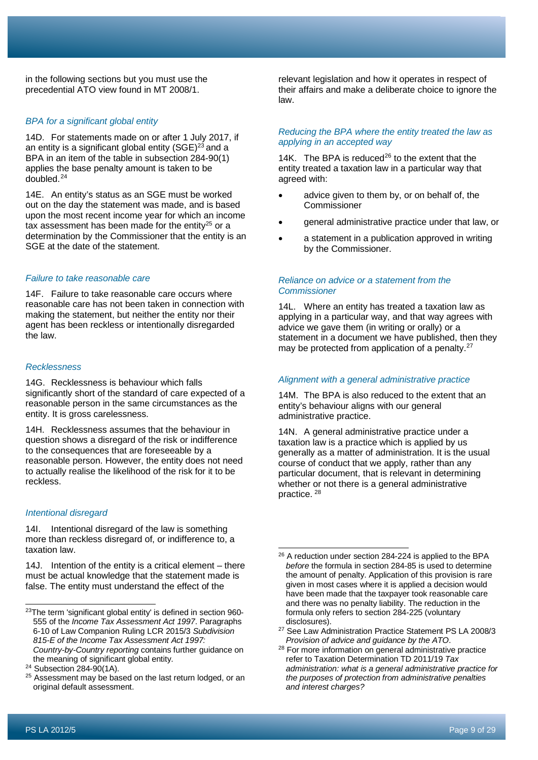in the following sections but you must use the precedential ATO view found in MT 2008/1.

### *BPA for a significant global entity*

14D. For statements made on or after 1 July 2017, if an entity is a significant global entity (SGE)[23] and a BPA in an item of the table in subsection 284-90(1) applies the base penalty amount is taken to be doubled.[24]

14E. An entity's status as an SGE must be worked out on the day the statement was made, and is based upon the most recent income year for which an income tax assessment has been made for the entity[25] or a determination by the Commissioner that the entity is an SGE at the date of the statement.

### *Failure to take reasonable care*

14F. Failure to take reasonable care occurs where reasonable care has not been taken in connection with making the statement, but neither the entity nor their agent has been reckless or intentionally disregarded the law.

### *Recklessness*

14G. Recklessness is behaviour which falls significantly short of the standard of care expected of a reasonable person in the same circumstances as the entity. It is gross carelessness.

14H. Recklessness assumes that the behaviour in question shows a disregard of the risk or indifference to the consequences that are foreseeable by a reasonable person. However, the entity does not need to actually realise the likelihood of the risk for it to be reckless.

### *Intentional disregard*

14I. Intentional disregard of the law is something more than reckless disregard of, or indifference to, a taxation law.

14J. Intention of the entity is a critical element – there must be actual knowledge that the statement made is false. The entity must understand the effect of the relevant legislation and how it operates in respect of their affairs and make a deliberate choice to ignore the law.

### *Reducing the BPA where the entity treated the law as applying in an accepted way*

14K. The BPA is reduced[26] to the extent that the entity treated a taxation law in a particular way that agreed with:

- advice given to them by, or on behalf of, the Commissioner
- general administrative practice under that law, or
- a statement in a publication approved in writing by the Commissioner.

### *Reliance on advice or a statement from the Commissioner*

14L. Where an entity has treated a taxation law as applying in a particular way, and that way agrees with advice we gave them (in writing or orally) or a statement in a document we have published, then they may be protected from application of a penalty.[27]

### *Alignment with a general administrative practice*

14M. The BPA is also reduced to the extent that an entity's behaviour aligns with our general administrative practice.

14N. A general administrative practice under a taxation law is a practice which is applied by us generally as a matter of administration. It is the usual course of conduct that we apply, rather than any particular document, that is relevant in determining whether or not there is a general administrative practice.[28]

---

[23] The term 'significant global entity' is defined in section 960-555 of the *Income Tax Assessment Act 1997*. Paragraphs 6-10 of Law Companion Ruling LCR 2015/3 *Subdivision 815-E of the Income Tax Assessment Act 1997: Country-by-Country reporting* contains further guidance on the meaning of significant global entity.

[24] Subsection 284-90(1A).

[25] Assessment may be based on the last return lodged, or an original default assessment.

[26] A reduction under section 284-224 is applied to the BPA *before* the formula in section 284-85 is used to determine the amount of penalty. Application of this provision is rare given in most cases where it is applied a decision would have been made that the taxpayer took reasonable care and there was no penalty liability. The reduction in the formula only refers to section 284-225 (voluntary disclosures).

[27] See Law Administration Practice Statement PS LA 2008/3 *Provision of advice and guidance by the ATO*.

[28] For more information on general administrative practice refer to Taxation Determination TD 2011/19 *Tax administration: what is a general administrative practice for the purposes of protection from administrative penalties and interest charges?*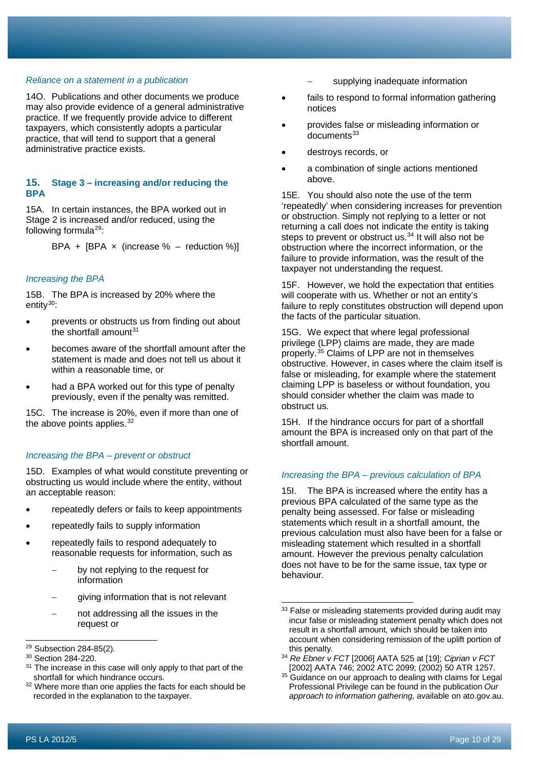*Reliance on a statement in a publication*

14O. Publications and other documents we produce may also provide evidence of a general administrative practice. If we frequently provide advice to different taxpayers, which consistently adopts a particular practice, that will tend to support that a general administrative practice exists.

## 15. Stage 3 – increasing and/or reducing the BPA

15A. In certain instances, the BPA worked out in Stage 2 is increased and/or reduced, using the following formula[29]:

BPA + [BPA × (increase % – reduction %)]

*Increasing the BPA*

15B. The BPA is increased by 20% where the entity[30]:

- prevents or obstructs us from finding out about the shortfall amount[31]
- becomes aware of the shortfall amount after the statement is made and does not tell us about it within a reasonable time, or
- had a BPA worked out for this type of penalty previously, even if the penalty was remitted.

15C. The increase is 20%, even if more than one of the above points applies.[32]

*Increasing the BPA – prevent or obstruct*

15D. Examples of what would constitute preventing or obstructing us would include where the entity, without an acceptable reason:

- repeatedly defers or fails to keep appointments
- repeatedly fails to supply information
- repeatedly fails to respond adequately to reasonable requests for information, such as
  - by not replying to the request for information
  - giving information that is not relevant
  - not addressing all the issues in the request or
  - supplying inadequate information
- fails to respond to formal information gathering notices
- provides false or misleading information or documents[33]
- destroys records, or
- a combination of single actions mentioned above.

15E. You should also note the use of the term 'repeatedly' when considering increases for prevention or obstruction. Simply not replying to a letter or not returning a call does not indicate the entity is taking steps to prevent or obstruct us.[34] It will also not be obstruction where the incorrect information, or the failure to provide information, was the result of the taxpayer not understanding the request.

15F. However, we hold the expectation that entities will cooperate with us. Whether or not an entity's failure to reply constitutes obstruction will depend upon the facts of the particular situation.

15G. We expect that where legal professional privilege (LPP) claims are made, they are made properly.[35] Claims of LPP are not in themselves obstructive. However, in cases where the claim itself is false or misleading, for example where the statement claiming LPP is baseless or without foundation, you should consider whether the claim was made to obstruct us.

15H. If the hindrance occurs for part of a shortfall amount the BPA is increased only on that part of the shortfall amount.

*Increasing the BPA – previous calculation of BPA*

15I. The BPA is increased where the entity has a previous BPA calculated of the same type as the penalty being assessed. For false or misleading statements which result in a shortfall amount, the previous calculation must also have been for a false or misleading statement which resulted in a shortfall amount. However the previous penalty calculation does not have to be for the same issue, tax type or behaviour.

---

[29] Subsection 284-85(2).

[30] Section 284-220.

[31] The increase in this case will only apply to that part of the shortfall for which hindrance occurs.

[32] Where more than one applies the facts for each should be recorded in the explanation to the taxpayer.

[33] False or misleading statements provided during audit may incur false or misleading statement penalty which does not result in a shortfall amount, which should be taken into account when considering remission of the uplift portion of this penalty.

[34] *Re Ebner v FCT* [2006] AATA 525 at [19]; *Ciprian v FCT* [2002] AATA 746; 2002 ATC 2099; (2002) 50 ATR 1257.

[35] Guidance on our approach to dealing with claims for Legal Professional Privilege can be found in the publication *Our approach to information gathering*, available on ato.gov.au.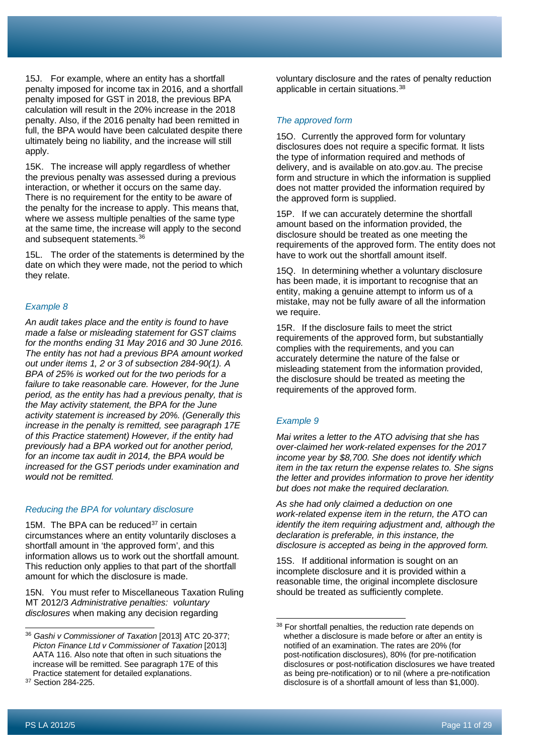15J. For example, where an entity has a shortfall penalty imposed for income tax in 2016, and a shortfall penalty imposed for GST in 2018, the previous BPA calculation will result in the 20% increase in the 2018 penalty. Also, if the 2016 penalty had been remitted in full, the BPA would have been calculated despite there ultimately being no liability, and the increase will still apply.

15K. The increase will apply regardless of whether the previous penalty was assessed during a previous interaction, or whether it occurs on the same day. There is no requirement for the entity to be aware of the penalty for the increase to apply. This means that, where we assess multiple penalties of the same type at the same time, the increase will apply to the second and subsequent statements.[36]

15L. The order of the statements is determined by the date on which they were made, not the period to which they relate.

### *Example 8*

*An audit takes place and the entity is found to have made a false or misleading statement for GST claims for the months ending 31 May 2016 and 30 June 2016. The entity has not had a previous BPA amount worked out under items 1, 2 or 3 of subsection 284-90(1). A BPA of 25% is worked out for the two periods for a failure to take reasonable care. However, for the June period, as the entity has had a previous penalty, that is the May activity statement, the BPA for the June activity statement is increased by 20%. (Generally this increase in the penalty is remitted, see paragraph 17E of this Practice statement) However, if the entity had previously had a BPA worked out for another period, for an income tax audit in 2014, the BPA would be increased for the GST periods under examination and would not be remitted.*

### *Reducing the BPA for voluntary disclosure*

15M. The BPA can be reduced[37] in certain circumstances where an entity voluntarily discloses a shortfall amount in 'the approved form', and this information allows us to work out the shortfall amount. This reduction only applies to that part of the shortfall amount for which the disclosure is made.

15N. You must refer to Miscellaneous Taxation Ruling MT 2012/3 *Administrative penalties: voluntary disclosures* when making any decision regarding voluntary disclosure and the rates of penalty reduction applicable in certain situations.[38]

### *The approved form*

15O. Currently the approved form for voluntary disclosures does not require a specific format. It lists the type of information required and methods of delivery, and is available on ato.gov.au. The precise form and structure in which the information is supplied does not matter provided the information required by the approved form is supplied.

15P. If we can accurately determine the shortfall amount based on the information provided, the disclosure should be treated as one meeting the requirements of the approved form. The entity does not have to work out the shortfall amount itself.

15Q. In determining whether a voluntary disclosure has been made, it is important to recognise that an entity, making a genuine attempt to inform us of a mistake, may not be fully aware of all the information we require.

15R. If the disclosure fails to meet the strict requirements of the approved form, but substantially complies with the requirements, and you can accurately determine the nature of the false or misleading statement from the information provided, the disclosure should be treated as meeting the requirements of the approved form.

### *Example 9*

*Mai writes a letter to the ATO advising that she has over-claimed her work-related expenses for the 2017 income year by $8,700. She does not identify which item in the tax return the expense relates to. She signs the letter and provides information to prove her identity but does not make the required declaration.*

*As she had only claimed a deduction on one work-related expense item in the return, the ATO can identify the item requiring adjustment and, although the declaration is preferable, in this instance, the disclosure is accepted as being in the approved form.*

15S. If additional information is sought on an incomplete disclosure and it is provided within a reasonable time, the original incomplete disclosure should be treated as sufficiently complete.

---

[36] *Gashi v Commissioner of Taxation* [2013] ATC 20-377; *Picton Finance Ltd v Commissioner of Taxation* [2013] AATA 116. Also note that often in such situations the increase will be remitted. See paragraph 17E of this Practice statement for detailed explanations.

[37] Section 284-225.

[38] For shortfall penalties, the reduction rate depends on whether a disclosure is made before or after an entity is notified of an examination. The rates are 20% (for post-notification disclosures), 80% (for pre-notification disclosures or post-notification disclosures we have treated as being pre-notification) or to nil (where a pre-notification disclosure is of a shortfall amount of less than $1,000).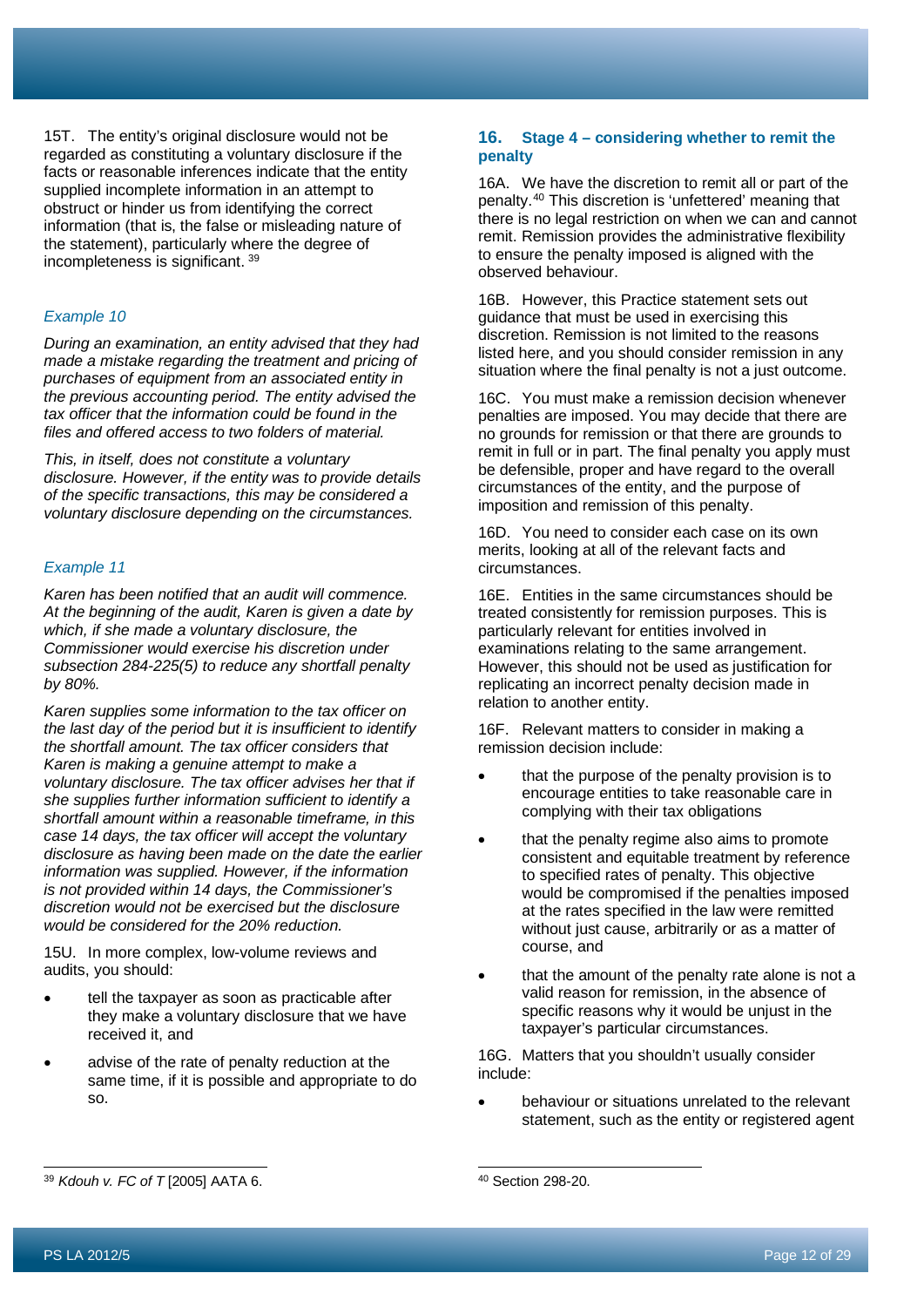15T. The entity's original disclosure would not be regarded as constituting a voluntary disclosure if the facts or reasonable inferences indicate that the entity supplied incomplete information in an attempt to obstruct or hinder us from identifying the correct information (that is, the false or misleading nature of the statement), particularly where the degree of incompleteness is significant.[39]

*Example 10*

*During an examination, an entity advised that they had made a mistake regarding the treatment and pricing of purchases of equipment from an associated entity in the previous accounting period. The entity advised the tax officer that the information could be found in the files and offered access to two folders of material.*

*This, in itself, does not constitute a voluntary disclosure. However, if the entity was to provide details of the specific transactions, this may be considered a voluntary disclosure depending on the circumstances.*

*Example 11*

*Karen has been notified that an audit will commence. At the beginning of the audit, Karen is given a date by which, if she made a voluntary disclosure, the Commissioner would exercise his discretion under subsection 284-225(5) to reduce any shortfall penalty by 80%.*

*Karen supplies some information to the tax officer on the last day of the period but it is insufficient to identify the shortfall amount. The tax officer considers that Karen is making a genuine attempt to make a voluntary disclosure. The tax officer advises her that if she supplies further information sufficient to identify a shortfall amount within a reasonable timeframe, in this case 14 days, the tax officer will accept the voluntary disclosure as having been made on the date the earlier information was supplied. However, if the information is not provided within 14 days, the Commissioner's discretion would not be exercised but the disclosure would be considered for the 20% reduction.*

15U. In more complex, low-volume reviews and audits, you should:

- tell the taxpayer as soon as practicable after they make a voluntary disclosure that we have received it, and
- advise of the rate of penalty reduction at the same time, if it is possible and appropriate to do so.

## 16. Stage 4 – considering whether to remit the penalty

16A. We have the discretion to remit all or part of the penalty.[40] This discretion is 'unfettered' meaning that there is no legal restriction on when we can and cannot remit. Remission provides the administrative flexibility to ensure the penalty imposed is aligned with the observed behaviour.

16B. However, this Practice statement sets out guidance that must be used in exercising this discretion. Remission is not limited to the reasons listed here, and you should consider remission in any situation where the final penalty is not a just outcome.

16C. You must make a remission decision whenever penalties are imposed. You may decide that there are no grounds for remission or that there are grounds to remit in full or in part. The final penalty you apply must be defensible, proper and have regard to the overall circumstances of the entity, and the purpose of imposition and remission of this penalty.

16D. You need to consider each case on its own merits, looking at all of the relevant facts and circumstances.

16E. Entities in the same circumstances should be treated consistently for remission purposes. This is particularly relevant for entities involved in examinations relating to the same arrangement. However, this should not be used as justification for replicating an incorrect penalty decision made in relation to another entity.

16F. Relevant matters to consider in making a remission decision include:

- that the purpose of the penalty provision is to encourage entities to take reasonable care in complying with their tax obligations
- that the penalty regime also aims to promote consistent and equitable treatment by reference to specified rates of penalty. This objective would be compromised if the penalties imposed at the rates specified in the law were remitted without just cause, arbitrarily or as a matter of course, and
- that the amount of the penalty rate alone is not a valid reason for remission, in the absence of specific reasons why it would be unjust in the taxpayer's particular circumstances.

16G. Matters that you shouldn't usually consider include:

- behaviour or situations unrelated to the relevant statement, such as the entity or registered agent

---

[39] *Kdouh v. FC of T* [2005] AATA 6.

[40] Section 298-20.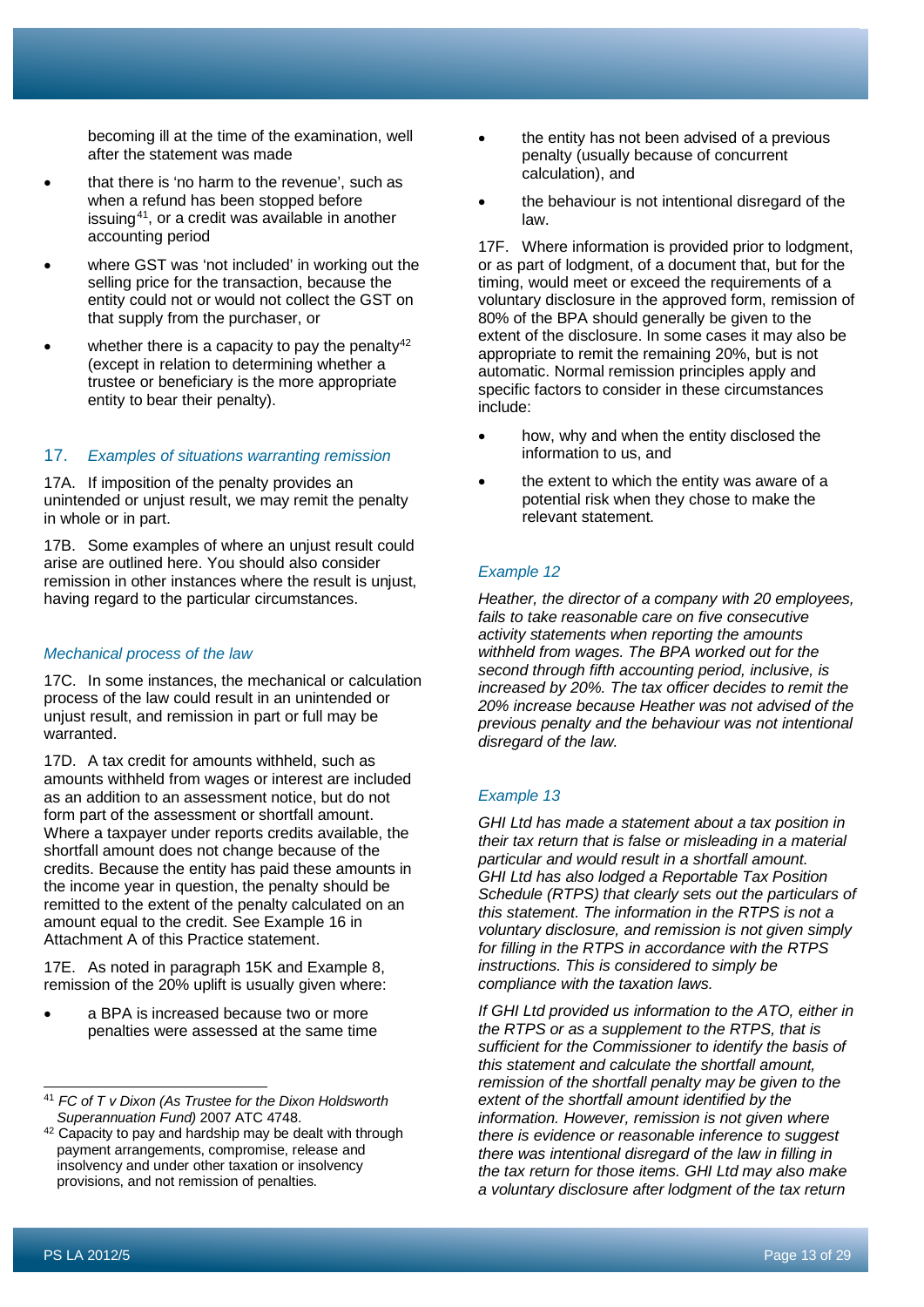becoming ill at the time of the examination, well after the statement was made

- that there is 'no harm to the revenue', such as when a refund has been stopped before issuing[41], or a credit was available in another accounting period
- where GST was 'not included' in working out the selling price for the transaction, because the entity could not or would not collect the GST on that supply from the purchaser, or
- whether there is a capacity to pay the penalty[42] (except in relation to determining whether a trustee or beneficiary is the more appropriate entity to bear their penalty).

## 17. *Examples of situations warranting remission*

17A. If imposition of the penalty provides an unintended or unjust result, we may remit the penalty in whole or in part.

17B. Some examples of where an unjust result could arise are outlined here. You should also consider remission in other instances where the result is unjust, having regard to the particular circumstances.

### *Mechanical process of the law*

17C. In some instances, the mechanical or calculation process of the law could result in an unintended or unjust result, and remission in part or full may be warranted.

17D. A tax credit for amounts withheld, such as amounts withheld from wages or interest are included as an addition to an assessment notice, but do not form part of the assessment or shortfall amount. Where a taxpayer under reports credits available, the shortfall amount does not change because of the credits. Because the entity has paid these amounts in the income year in question, the penalty should be remitted to the extent of the penalty calculated on an amount equal to the credit. See Example 16 in Attachment A of this Practice statement.

17E. As noted in paragraph 15K and Example 8, remission of the 20% uplift is usually given where:

- a BPA is increased because two or more penalties were assessed at the same time
- the entity has not been advised of a previous penalty (usually because of concurrent calculation), and
- the behaviour is not intentional disregard of the law.

17F. Where information is provided prior to lodgment, or as part of lodgment, of a document that, but for the timing, would meet or exceed the requirements of a voluntary disclosure in the approved form, remission of 80% of the BPA should generally be given to the extent of the disclosure. In some cases it may also be appropriate to remit the remaining 20%, but is not automatic. Normal remission principles apply and specific factors to consider in these circumstances include:

- how, why and when the entity disclosed the information to us, and
- the extent to which the entity was aware of a potential risk when they chose to make the relevant statement.

### *Example 12*

*Heather, the director of a company with 20 employees, fails to take reasonable care on five consecutive activity statements when reporting the amounts withheld from wages. The BPA worked out for the second through fifth accounting period, inclusive, is increased by 20%. The tax officer decides to remit the 20% increase because Heather was not advised of the previous penalty and the behaviour was not intentional disregard of the law.*

### *Example 13*

*GHI Ltd has made a statement about a tax position in their tax return that is false or misleading in a material particular and would result in a shortfall amount. GHI Ltd has also lodged a Reportable Tax Position Schedule (RTPS) that clearly sets out the particulars of this statement. The information in the RTPS is not a voluntary disclosure, and remission is not given simply for filling in the RTPS in accordance with the RTPS instructions. This is considered to simply be compliance with the taxation laws.*

*If GHI Ltd provided us information to the ATO, either in the RTPS or as a supplement to the RTPS, that is sufficient for the Commissioner to identify the basis of this statement and calculate the shortfall amount, remission of the shortfall penalty may be given to the extent of the shortfall amount identified by the information. However, remission is not given where there is evidence or reasonable inference to suggest there was intentional disregard of the law in filling in the tax return for those items. GHI Ltd may also make a voluntary disclosure after lodgment of the tax return*

---

[41] *FC of T v Dixon (As Trustee for the Dixon Holdsworth Superannuation Fund)* 2007 ATC 4748.

[42] Capacity to pay and hardship may be dealt with through payment arrangements, compromise, release and insolvency and under other taxation or insolvency provisions, and not remission of penalties.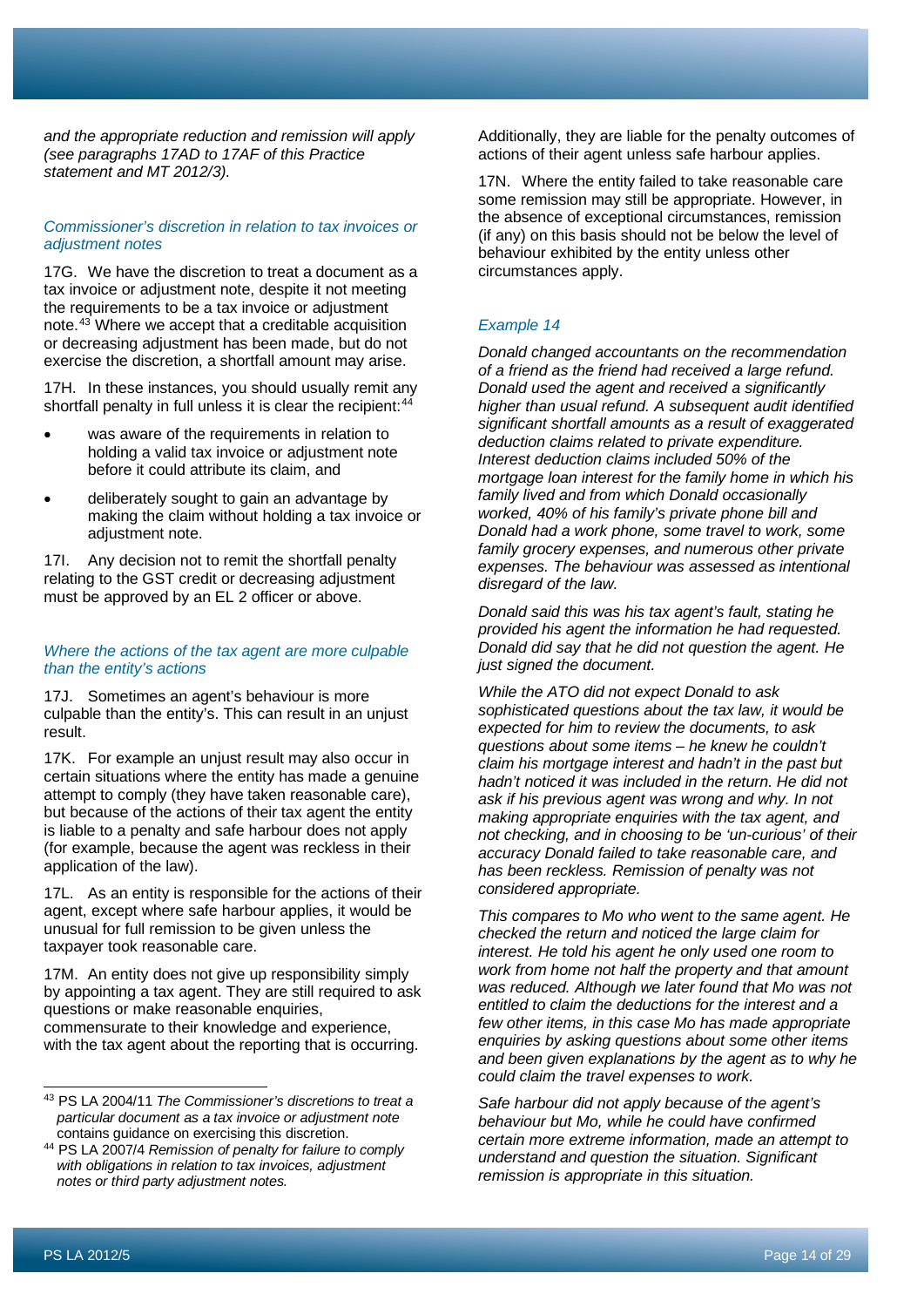*and the appropriate reduction and remission will apply (see paragraphs 17AD to 17AF of this Practice statement and MT 2012/3).*

### *Commissioner's discretion in relation to tax invoices or adjustment notes*

17G. We have the discretion to treat a document as a tax invoice or adjustment note, despite it not meeting the requirements to be a tax invoice or adjustment note.[43] Where we accept that a creditable acquisition or decreasing adjustment has been made, but do not exercise the discretion, a shortfall amount may arise.

17H. In these instances, you should usually remit any shortfall penalty in full unless it is clear the recipient:[44]

- was aware of the requirements in relation to holding a valid tax invoice or adjustment note before it could attribute its claim, and
- deliberately sought to gain an advantage by making the claim without holding a tax invoice or adjustment note.

17I. Any decision not to remit the shortfall penalty relating to the GST credit or decreasing adjustment must be approved by an EL 2 officer or above.

### *Where the actions of the tax agent are more culpable than the entity's actions*

17J. Sometimes an agent's behaviour is more culpable than the entity's. This can result in an unjust result.

17K. For example an unjust result may also occur in certain situations where the entity has made a genuine attempt to comply (they have taken reasonable care), but because of the actions of their tax agent the entity is liable to a penalty and safe harbour does not apply (for example, because the agent was reckless in their application of the law).

17L. As an entity is responsible for the actions of their agent, except where safe harbour applies, it would be unusual for full remission to be given unless the taxpayer took reasonable care.

17M. An entity does not give up responsibility simply by appointing a tax agent. They are still required to ask questions or make reasonable enquiries, commensurate to their knowledge and experience, with the tax agent about the reporting that is occurring. Additionally, they are liable for the penalty outcomes of actions of their agent unless safe harbour applies.

17N. Where the entity failed to take reasonable care some remission may still be appropriate. However, in the absence of exceptional circumstances, remission (if any) on this basis should not be below the level of behaviour exhibited by the entity unless other circumstances apply.

### *Example 14*

*Donald changed accountants on the recommendation of a friend as the friend had received a large refund. Donald used the agent and received a significantly higher than usual refund. A subsequent audit identified significant shortfall amounts as a result of exaggerated deduction claims related to private expenditure. Interest deduction claims included 50% of the mortgage loan interest for the family home in which his family lived and from which Donald occasionally worked, 40% of his family's private phone bill and Donald had a work phone, some travel to work, some family grocery expenses, and numerous other private expenses. The behaviour was assessed as intentional disregard of the law.*

*Donald said this was his tax agent's fault, stating he provided his agent the information he had requested. Donald did say that he did not question the agent. He just signed the document.*

*While the ATO did not expect Donald to ask sophisticated questions about the tax law, it would be expected for him to review the documents, to ask questions about some items – he knew he couldn't claim his mortgage interest and hadn't in the past but hadn't noticed it was included in the return. He did not ask if his previous agent was wrong and why. In not making appropriate enquiries with the tax agent, and not checking, and in choosing to be 'un-curious' of their accuracy Donald failed to take reasonable care, and has been reckless. Remission of penalty was not considered appropriate.*

*This compares to Mo who went to the same agent. He checked the return and noticed the large claim for interest. He told his agent he only used one room to work from home not half the property and that amount was reduced. Although we later found that Mo was not entitled to claim the deductions for the interest and a few other items, in this case Mo has made appropriate enquiries by asking questions about some other items and been given explanations by the agent as to why he could claim the travel expenses to work.*

*Safe harbour did not apply because of the agent's behaviour but Mo, while he could have confirmed certain more extreme information, made an attempt to understand and question the situation. Significant remission is appropriate in this situation.*

---

[43] PS LA 2004/11 *The Commissioner's discretions to treat a particular document as a tax invoice or adjustment note* contains guidance on exercising this discretion.

[44] PS LA 2007/4 *Remission of penalty for failure to comply with obligations in relation to tax invoices, adjustment notes or third party adjustment notes.*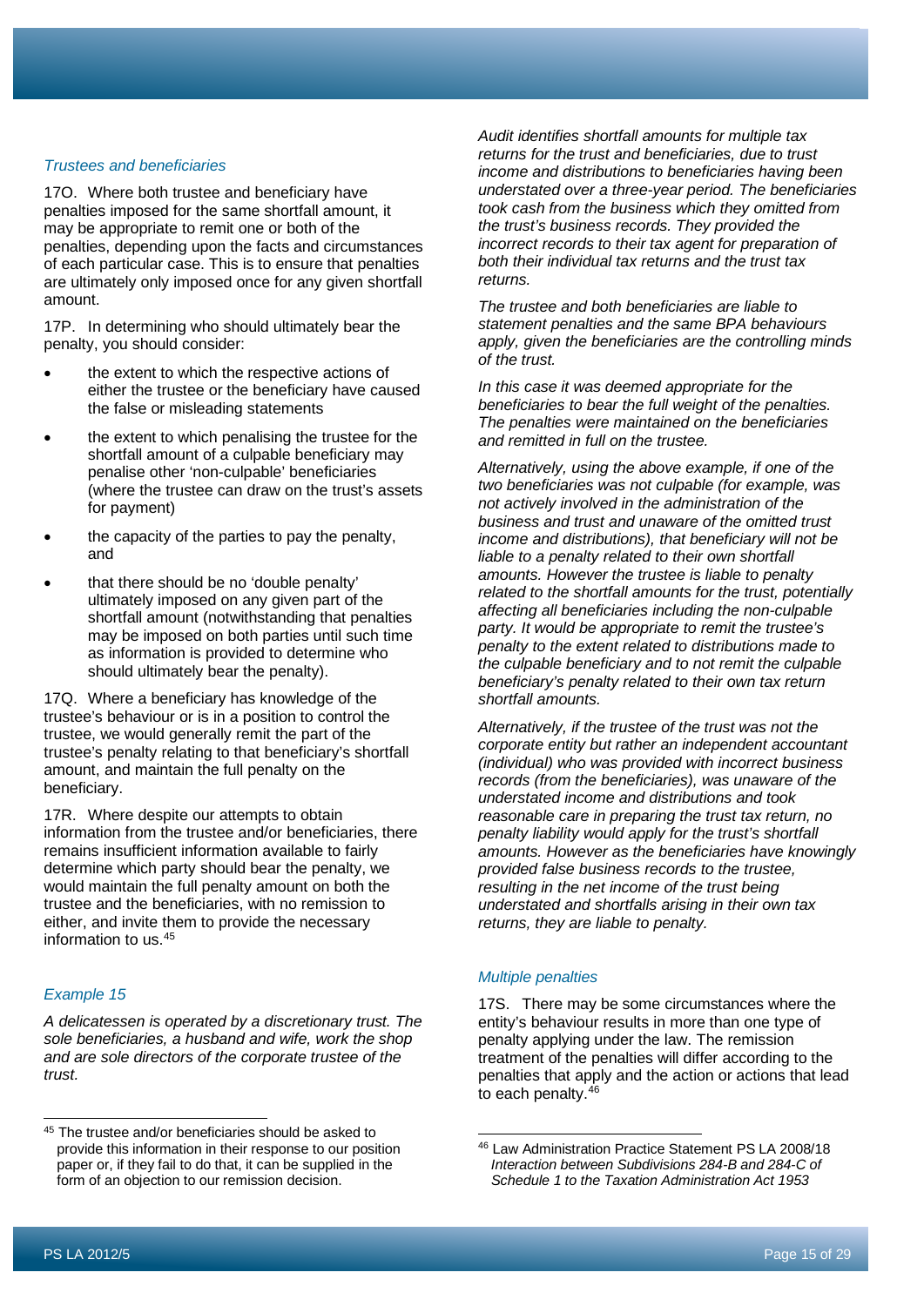### *Trustees and beneficiaries*

17O. Where both trustee and beneficiary have penalties imposed for the same shortfall amount, it may be appropriate to remit one or both of the penalties, depending upon the facts and circumstances of each particular case. This is to ensure that penalties are ultimately only imposed once for any given shortfall amount.

17P. In determining who should ultimately bear the penalty, you should consider:

- the extent to which the respective actions of either the trustee or the beneficiary have caused the false or misleading statements
- the extent to which penalising the trustee for the shortfall amount of a culpable beneficiary may penalise other 'non-culpable' beneficiaries (where the trustee can draw on the trust's assets for payment)
- the capacity of the parties to pay the penalty, and
- that there should be no 'double penalty' ultimately imposed on any given part of the shortfall amount (notwithstanding that penalties may be imposed on both parties until such time as information is provided to determine who should ultimately bear the penalty).

17Q. Where a beneficiary has knowledge of the trustee's behaviour or is in a position to control the trustee, we would generally remit the part of the trustee's penalty relating to that beneficiary's shortfall amount, and maintain the full penalty on the beneficiary.

17R. Where despite our attempts to obtain information from the trustee and/or beneficiaries, there remains insufficient information available to fairly determine which party should bear the penalty, we would maintain the full penalty amount on both the trustee and the beneficiaries, with no remission to either, and invite them to provide the necessary information to us.[45]

### *Example 15*

*A delicatessen is operated by a discretionary trust. The sole beneficiaries, a husband and wife, work the shop and are sole directors of the corporate trustee of the trust.*

*Audit identifies shortfall amounts for multiple tax returns for the trust and beneficiaries, due to trust income and distributions to beneficiaries having been understated over a three-year period. The beneficiaries took cash from the business which they omitted from the trust's business records. They provided the incorrect records to their tax agent for preparation of both their individual tax returns and the trust tax returns.*

*The trustee and both beneficiaries are liable to statement penalties and the same BPA behaviours apply, given the beneficiaries are the controlling minds of the trust.*

*In this case it was deemed appropriate for the beneficiaries to bear the full weight of the penalties. The penalties were maintained on the beneficiaries and remitted in full on the trustee.*

*Alternatively, using the above example, if one of the two beneficiaries was not culpable (for example, was not actively involved in the administration of the business and trust and unaware of the omitted trust income and distributions), that beneficiary will not be liable to a penalty related to their own shortfall amounts. However the trustee is liable to penalty related to the shortfall amounts for the trust, potentially affecting all beneficiaries including the non-culpable party. It would be appropriate to remit the trustee's penalty to the extent related to distributions made to the culpable beneficiary and to not remit the culpable beneficiary's penalty related to their own tax return shortfall amounts.*

*Alternatively, if the trustee of the trust was not the corporate entity but rather an independent accountant (individual) who was provided with incorrect business records (from the beneficiaries), was unaware of the understated income and distributions and took reasonable care in preparing the trust tax return, no penalty liability would apply for the trust's shortfall amounts. However as the beneficiaries have knowingly provided false business records to the trustee, resulting in the net income of the trust being understated and shortfalls arising in their own tax returns, they are liable to penalty.*

### *Multiple penalties*

17S. There may be some circumstances where the entity's behaviour results in more than one type of penalty applying under the law. The remission treatment of the penalties will differ according to the penalties that apply and the action or actions that lead to each penalty.[46]

---

[45] The trustee and/or beneficiaries should be asked to provide this information in their response to our position paper or, if they fail to do that, it can be supplied in the form of an objection to our remission decision.

[46] Law Administration Practice Statement PS LA 2008/18 *Interaction between Subdivisions 284-B and 284-C of Schedule 1 to the Taxation Administration Act 1953*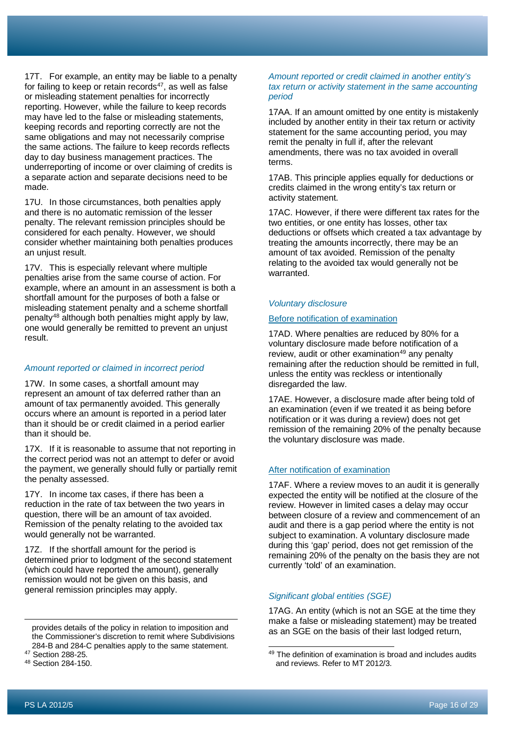17T. For example, an entity may be liable to a penalty for failing to keep or retain records[47], as well as false or misleading statement penalties for incorrectly reporting. However, while the failure to keep records may have led to the false or misleading statements, keeping records and reporting correctly are not the same obligations and may not necessarily comprise the same actions. The failure to keep records reflects day to day business management practices. The underreporting of income or over claiming of credits is a separate action and separate decisions need to be made.

17U. In those circumstances, both penalties apply and there is no automatic remission of the lesser penalty. The relevant remission principles should be considered for each penalty. However, we should consider whether maintaining both penalties produces an unjust result.

17V. This is especially relevant where multiple penalties arise from the same course of action. For example, where an amount in an assessment is both a shortfall amount for the purposes of both a false or misleading statement penalty and a scheme shortfall penalty[48] although both penalties might apply by law, one would generally be remitted to prevent an unjust result.

### *Amount reported or claimed in incorrect period*

17W. In some cases, a shortfall amount may represent an amount of tax deferred rather than an amount of tax permanently avoided. This generally occurs where an amount is reported in a period later than it should be or credit claimed in a period earlier than it should be.

17X. If it is reasonable to assume that not reporting in the correct period was not an attempt to defer or avoid the payment, we generally should fully or partially remit the penalty assessed.

17Y. In income tax cases, if there has been a reduction in the rate of tax between the two years in question, there will be an amount of tax avoided. Remission of the penalty relating to the avoided tax would generally not be warranted.

17Z. If the shortfall amount for the period is determined prior to lodgment of the second statement (which could have reported the amount), generally remission would not be given on this basis, and general remission principles may apply.

### *Amount reported or credit claimed in another entity's tax return or activity statement in the same accounting period*

17AA. If an amount omitted by one entity is mistakenly included by another entity in their tax return or activity statement for the same accounting period, you may remit the penalty in full if, after the relevant amendments, there was no tax avoided in overall terms.

17AB. This principle applies equally for deductions or credits claimed in the wrong entity's tax return or activity statement.

17AC. However, if there were different tax rates for the two entities, or one entity has losses, other tax deductions or offsets which created a tax advantage by treating the amounts incorrectly, there may be an amount of tax avoided. Remission of the penalty relating to the avoided tax would generally not be warranted.

### *Voluntary disclosure*

#### Before notification of examination

17AD. Where penalties are reduced by 80% for a voluntary disclosure made before notification of a review, audit or other examination[49] any penalty remaining after the reduction should be remitted in full, unless the entity was reckless or intentionally disregarded the law.

17AE. However, a disclosure made after being told of an examination (even if we treated it as being before notification or it was during a review) does not get remission of the remaining 20% of the penalty because the voluntary disclosure was made.

#### After notification of examination

17AF. Where a review moves to an audit it is generally expected the entity will be notified at the closure of the review. However in limited cases a delay may occur between closure of a review and commencement of an audit and there is a gap period where the entity is not subject to examination. A voluntary disclosure made during this 'gap' period, does not get remission of the remaining 20% of the penalty on the basis they are not currently 'told' of an examination.

### *Significant global entities (SGE)*

17AG. An entity (which is not an SGE at the time they make a false or misleading statement) may be treated as an SGE on the basis of their last lodged return,

---

provides details of the policy in relation to imposition and the Commissioner's discretion to remit where Subdivisions 284-B and 284-C penalties apply to the same statement.

[47] Section 288-25.

[48] Section 284-150.

[49] The definition of examination is broad and includes audits and reviews. Refer to MT 2012/3.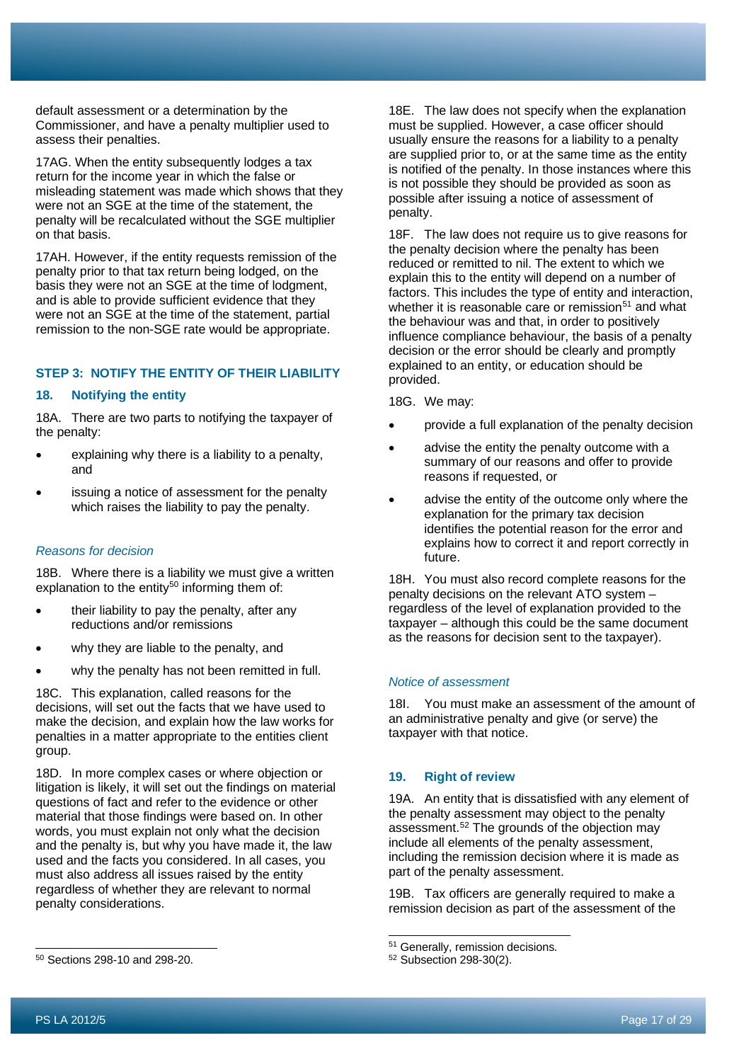default assessment or a determination by the Commissioner, and have a penalty multiplier used to assess their penalties.

17AG. When the entity subsequently lodges a tax return for the income year in which the false or misleading statement was made which shows that they were not an SGE at the time of the statement, the penalty will be recalculated without the SGE multiplier on that basis.

17AH. However, if the entity requests remission of the penalty prior to that tax return being lodged, on the basis they were not an SGE at the time of lodgment, and is able to provide sufficient evidence that they were not an SGE at the time of the statement, partial remission to the non-SGE rate would be appropriate.

## STEP 3: NOTIFY THE ENTITY OF THEIR LIABILITY

### 18. Notifying the entity

18A. There are two parts to notifying the taxpayer of the penalty:

- explaining why there is a liability to a penalty, and
- issuing a notice of assessment for the penalty which raises the liability to pay the penalty.

#### *Reasons for decision*

18B. Where there is a liability we must give a written explanation to the entity[50] informing them of:

- their liability to pay the penalty, after any reductions and/or remissions
- why they are liable to the penalty, and
- why the penalty has not been remitted in full.

18C. This explanation, called reasons for the decisions, will set out the facts that we have used to make the decision, and explain how the law works for penalties in a matter appropriate to the entities client group.

18D. In more complex cases or where objection or litigation is likely, it will set out the findings on material questions of fact and refer to the evidence or other material that those findings were based on. In other words, you must explain not only what the decision and the penalty is, but why you have made it, the law used and the facts you considered. In all cases, you must also address all issues raised by the entity regardless of whether they are relevant to normal penalty considerations.

18E. The law does not specify when the explanation must be supplied. However, a case officer should usually ensure the reasons for a liability to a penalty are supplied prior to, or at the same time as the entity is notified of the penalty. In those instances where this is not possible they should be provided as soon as possible after issuing a notice of assessment of penalty.

18F. The law does not require us to give reasons for the penalty decision where the penalty has been reduced or remitted to nil. The extent to which we explain this to the entity will depend on a number of factors. This includes the type of entity and interaction, whether it is reasonable care or remission[51] and what the behaviour was and that, in order to positively influence compliance behaviour, the basis of a penalty decision or the error should be clearly and promptly explained to an entity, or education should be provided.

18G. We may:

- provide a full explanation of the penalty decision
- advise the entity the penalty outcome with a summary of our reasons and offer to provide reasons if requested, or
- advise the entity of the outcome only where the explanation for the primary tax decision identifies the potential reason for the error and explains how to correct it and report correctly in future.

18H. You must also record complete reasons for the penalty decisions on the relevant ATO system – regardless of the level of explanation provided to the taxpayer – although this could be the same document as the reasons for decision sent to the taxpayer).

#### *Notice of assessment*

18I. You must make an assessment of the amount of an administrative penalty and give (or serve) the taxpayer with that notice.

### 19. Right of review

19A. An entity that is dissatisfied with any element of the penalty assessment may object to the penalty assessment.[52] The grounds of the objection may include all elements of the penalty assessment, including the remission decision where it is made as part of the penalty assessment.

19B. Tax officers are generally required to make a remission decision as part of the assessment of the

---

[50] Sections 298-10 and 298-20.

[51] Generally, remission decisions.

[52] Subsection 298-30(2).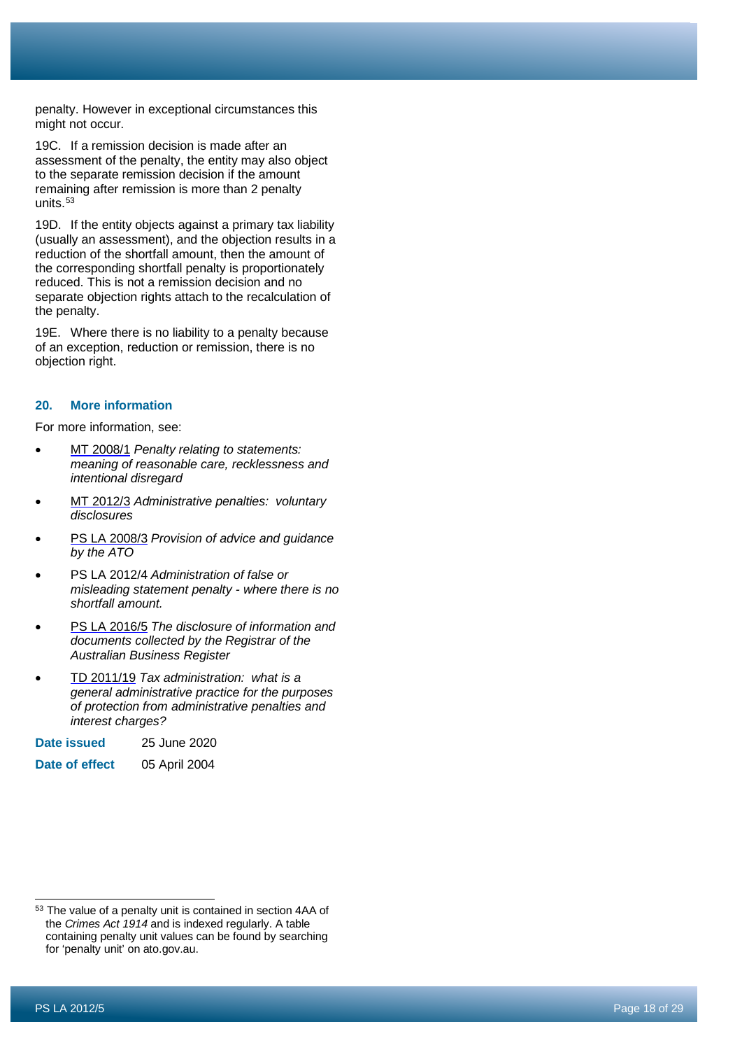penalty. However in exceptional circumstances this might not occur.

19C. If a remission decision is made after an assessment of the penalty, the entity may also object to the separate remission decision if the amount remaining after remission is more than 2 penalty units.[53]

19D. If the entity objects against a primary tax liability (usually an assessment), and the objection results in a reduction of the shortfall amount, then the amount of the corresponding shortfall penalty is proportionately reduced. This is not a remission decision and no separate objection rights attach to the recalculation of the penalty.

19E. Where there is no liability to a penalty because of an exception, reduction or remission, there is no objection right.

## 20. More information

For more information, see:

- MT 2008/1 *Penalty relating to statements: meaning of reasonable care, recklessness and intentional disregard*
- MT 2012/3 *Administrative penalties: voluntary disclosures*
- PS LA 2008/3 *Provision of advice and guidance by the ATO*
- PS LA 2012/4 *Administration of false or misleading statement penalty - where there is no shortfall amount.*
- PS LA 2016/5 *The disclosure of information and documents collected by the Registrar of the Australian Business Register*
- TD 2011/19 *Tax administration: what is a general administrative practice for the purposes of protection from administrative penalties and interest charges?*

**Date issued** 25 June 2020

**Date of effect** 05 April 2004

---

[53] The value of a penalty unit is contained in section 4AA of the *Crimes Act 1914* and is indexed regularly. A table containing penalty unit values can be found by searching for 'penalty unit' on ato.gov.au.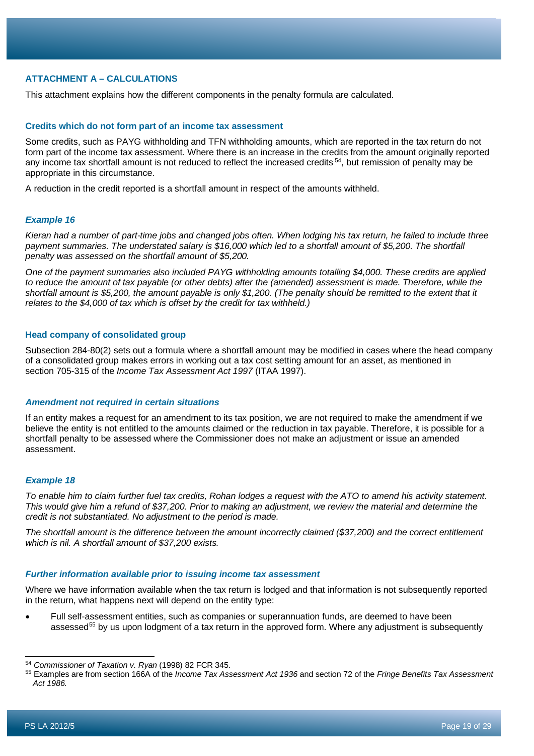### ATTACHMENT A – CALCULATIONS

This attachment explains how the different components in the penalty formula are calculated.

#### Credits which do not form part of an income tax assessment

Some credits, such as PAYG withholding and TFN withholding amounts, which are reported in the tax return do not form part of the income tax assessment. Where there is an increase in the credits from the amount originally reported any income tax shortfall amount is not reduced to reflect the increased credits[54], but remission of penalty may be appropriate in this circumstance.

A reduction in the credit reported is a shortfall amount in respect of the amounts withheld.

#### *Example 16*

*Kieran had a number of part-time jobs and changed jobs often. When lodging his tax return, he failed to include three payment summaries. The understated salary is $16,000 which led to a shortfall amount of $5,200. The shortfall penalty was assessed on the shortfall amount of $5,200.*

*One of the payment summaries also included PAYG withholding amounts totalling $4,000. These credits are applied to reduce the amount of tax payable (or other debts) after the (amended) assessment is made. Therefore, while the shortfall amount is $5,200, the amount payable is only $1,200. (The penalty should be remitted to the extent that it relates to the $4,000 of tax which is offset by the credit for tax withheld.)*

#### Head company of consolidated group

Subsection 284-80(2) sets out a formula where a shortfall amount may be modified in cases where the head company of a consolidated group makes errors in working out a tax cost setting amount for an asset, as mentioned in section 705-315 of the *Income Tax Assessment Act 1997* (ITAA 1997).

#### *Amendment not required in certain situations*

If an entity makes a request for an amendment to its tax position, we are not required to make the amendment if we believe the entity is not entitled to the amounts claimed or the reduction in tax payable. Therefore, it is possible for a shortfall penalty to be assessed where the Commissioner does not make an adjustment or issue an amended assessment.

#### *Example 18*

*To enable him to claim further fuel tax credits, Rohan lodges a request with the ATO to amend his activity statement. This would give him a refund of $37,200. Prior to making an adjustment, we review the material and determine the credit is not substantiated. No adjustment to the period is made.*

*The shortfall amount is the difference between the amount incorrectly claimed ($37,200) and the correct entitlement which is nil. A shortfall amount of $37,200 exists.*

#### *Further information available prior to issuing income tax assessment*

Where we have information available when the tax return is lodged and that information is not subsequently reported in the return, what happens next will depend on the entity type:

- Full self-assessment entities, such as companies or superannuation funds, are deemed to have been assessed[55] by us upon lodgment of a tax return in the approved form. Where any adjustment is subsequently

---

[54] *Commissioner of Taxation v. Ryan* (1998) 82 FCR 345.

[55] Examples are from section 166A of the *Income Tax Assessment Act 1936* and section 72 of the *Fringe Benefits Tax Assessment Act 1986.*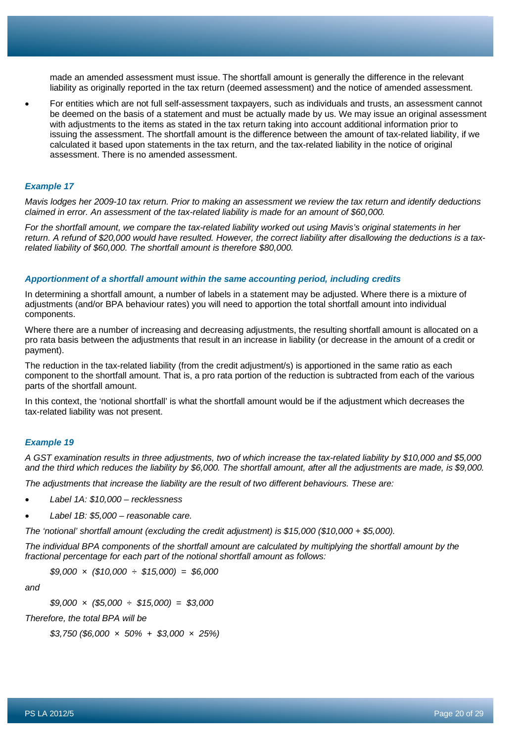made an amended assessment must issue. The shortfall amount is generally the difference in the relevant liability as originally reported in the tax return (deemed assessment) and the notice of amended assessment.

- For entities which are not full self-assessment taxpayers, such as individuals and trusts, an assessment cannot be deemed on the basis of a statement and must be actually made by us. We may issue an original assessment with adjustments to the items as stated in the tax return taking into account additional information prior to issuing the assessment. The shortfall amount is the difference between the amount of tax-related liability, if we calculated it based upon statements in the tax return, and the tax-related liability in the notice of original assessment. There is no amended assessment.

### *Example 17*

*Mavis lodges her 2009-10 tax return. Prior to making an assessment we review the tax return and identify deductions claimed in error. An assessment of the tax-related liability is made for an amount of $60,000.*

*For the shortfall amount, we compare the tax-related liability worked out using Mavis's original statements in her return. A refund of $20,000 would have resulted. However, the correct liability after disallowing the deductions is a tax-related liability of $60,000. The shortfall amount is therefore $80,000.*

### *Apportionment of a shortfall amount within the same accounting period, including credits*

In determining a shortfall amount, a number of labels in a statement may be adjusted. Where there is a mixture of adjustments (and/or BPA behaviour rates) you will need to apportion the total shortfall amount into individual components.

Where there are a number of increasing and decreasing adjustments, the resulting shortfall amount is allocated on a pro rata basis between the adjustments that result in an increase in liability (or decrease in the amount of a credit or payment).

The reduction in the tax-related liability (from the credit adjustment/s) is apportioned in the same ratio as each component to the shortfall amount. That is, a pro rata portion of the reduction is subtracted from each of the various parts of the shortfall amount.

In this context, the 'notional shortfall' is what the shortfall amount would be if the adjustment which decreases the tax-related liability was not present.

### *Example 19*

*A GST examination results in three adjustments, two of which increase the tax-related liability by $10,000 and $5,000 and the third which reduces the liability by $6,000. The shortfall amount, after all the adjustments are made, is $9,000.*

*The adjustments that increase the liability are the result of two different behaviours. These are:*

- *Label 1A: $10,000 – recklessness*
- *Label 1B: $5,000 – reasonable care.*

*The 'notional' shortfall amount (excluding the credit adjustment) is $15,000 ($10,000 + $5,000).*

*The individual BPA components of the shortfall amount are calculated by multiplying the shortfall amount by the fractional percentage for each part of the notional shortfall amount as follows:*

*$9,000 × ($10,000 ÷ $15,000) = $6,000*

*and*

*$9,000 × ($5,000 ÷ $15,000) = $3,000*

*Therefore, the total BPA will be*

*$3,750 ($6,000 × 50% + $3,000 × 25%)*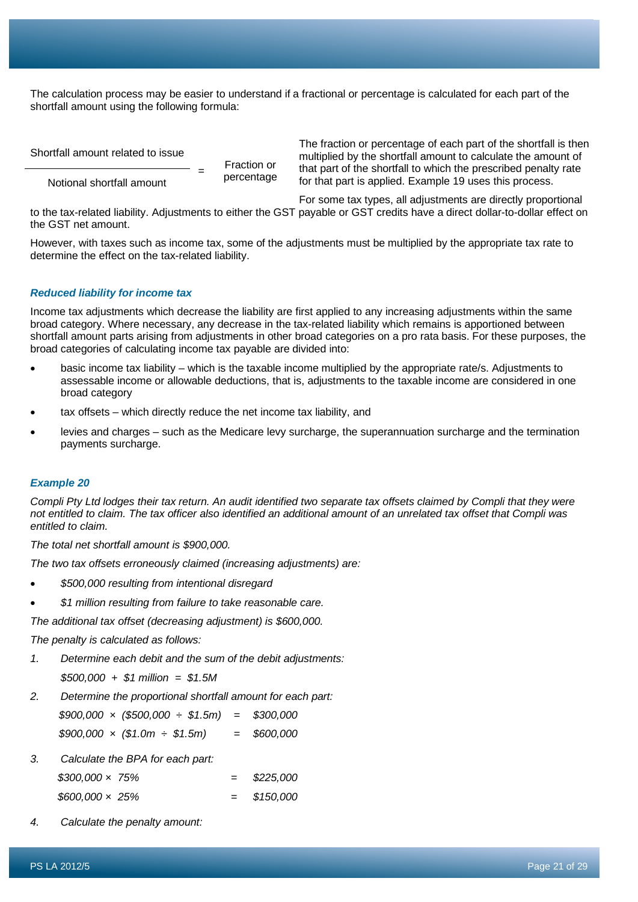The calculation process may be easier to understand if a fractional or percentage is calculated for each part of the shortfall amount using the following formula:

$$\frac{\text{Shortfall amount related to issue}}{\text{Notional shortfall amount}} = \text{Fraction or percentage}$$

The fraction or percentage of each part of the shortfall is then multiplied by the shortfall amount to calculate the amount of that part of the shortfall to which the prescribed penalty rate for that part is applied. Example 19 uses this process.

For some tax types, all adjustments are directly proportional to the tax-related liability. Adjustments to either the GST payable or GST credits have a direct dollar-to-dollar effect on the GST net amount.

However, with taxes such as income tax, some of the adjustments must be multiplied by the appropriate tax rate to determine the effect on the tax-related liability.

### *Reduced liability for income tax*

Income tax adjustments which decrease the liability are first applied to any increasing adjustments within the same broad category. Where necessary, any decrease in the tax-related liability which remains is apportioned between shortfall amount parts arising from adjustments in other broad categories on a pro rata basis. For these purposes, the broad categories of calculating income tax payable are divided into:

- basic income tax liability – which is the taxable income multiplied by the appropriate rate/s. Adjustments to assessable income or allowable deductions, that is, adjustments to the taxable income are considered in one broad category
- tax offsets – which directly reduce the net income tax liability, and
- levies and charges – such as the Medicare levy surcharge, the superannuation surcharge and the termination payments surcharge.

### *Example 20*

*Compli Pty Ltd lodges their tax return. An audit identified two separate tax offsets claimed by Compli that they were not entitled to claim. The tax officer also identified an additional amount of an unrelated tax offset that Compli was entitled to claim.*

*The total net shortfall amount is $900,000.*

*The two tax offsets erroneously claimed (increasing adjustments) are:*

- *$500,000 resulting from intentional disregard*
- *$1 million resulting from failure to take reasonable care.*

*The additional tax offset (decreasing adjustment) is $600,000.*

*The penalty is calculated as follows:*

1. *Determine each debit and the sum of the debit adjustments:*

   *$500,000 + $1 million = $1.5M*

2. *Determine the proportional shortfall amount for each part:*

   *$900,000 × ($500,000 ÷ $1.5m) = $300,000*

   *$900,000 × ($1.0m ÷ $1.5m) = $600,000*

3. *Calculate the BPA for each part:*

   *$300,000 × 75% = $225,000*

   *$600,000 × 25% = $150,000*

4. *Calculate the penalty amount:*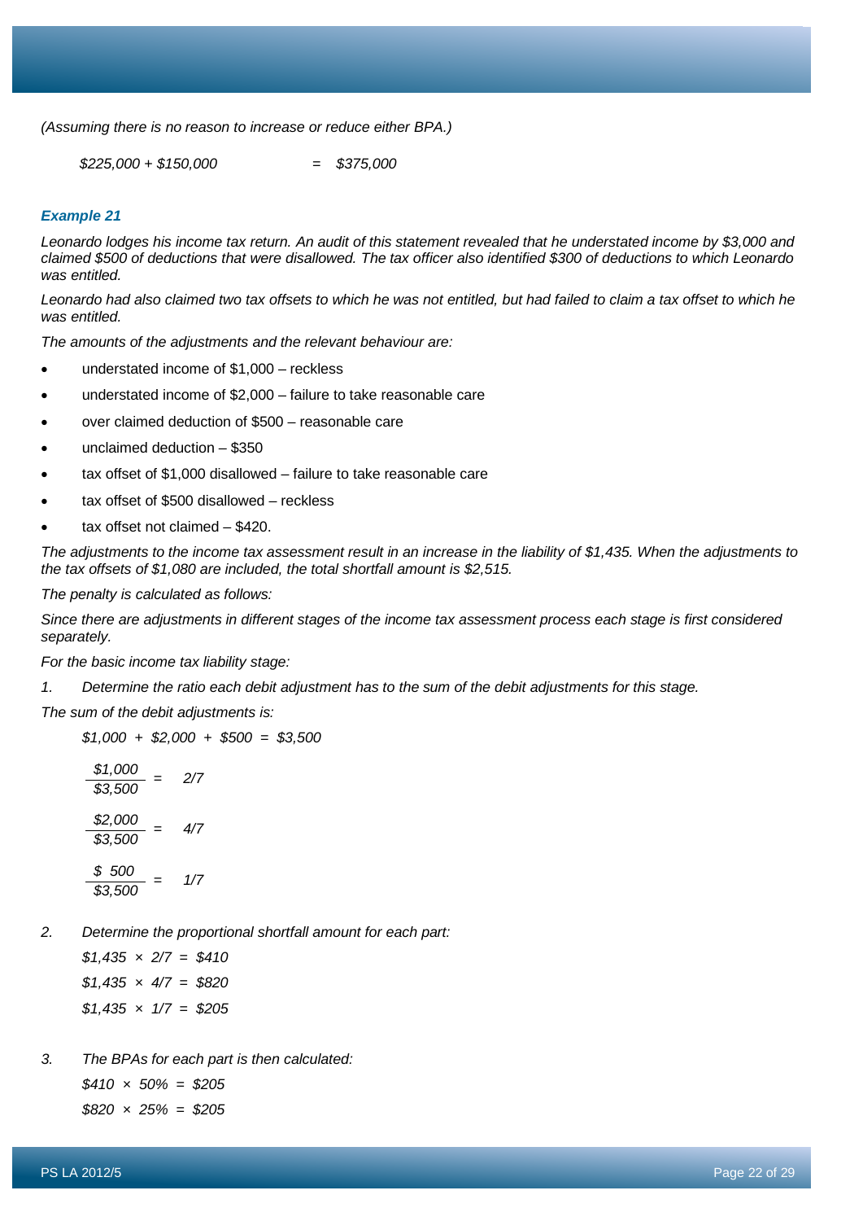*(Assuming there is no reason to increase or reduce either BPA.)*

*$225,000 + $150,000 = $375,000*

### *Example 21*

*Leonardo lodges his income tax return. An audit of this statement revealed that he understated income by $3,000 and claimed $500 of deductions that were disallowed. The tax officer also identified $300 of deductions to which Leonardo was entitled.*

*Leonardo had also claimed two tax offsets to which he was not entitled, but had failed to claim a tax offset to which he was entitled.*

*The amounts of the adjustments and the relevant behaviour are:*

- understated income of $1,000 – reckless
- understated income of $2,000 – failure to take reasonable care
- over claimed deduction of $500 – reasonable care
- unclaimed deduction – $350
- tax offset of $1,000 disallowed – failure to take reasonable care
- tax offset of $500 disallowed – reckless
- tax offset not claimed – $420.

*The adjustments to the income tax assessment result in an increase in the liability of $1,435. When the adjustments to the tax offsets of $1,080 are included, the total shortfall amount is $2,515.*

*The penalty is calculated as follows:*

*Since there are adjustments in different stages of the income tax assessment process each stage is first considered separately.*

*For the basic income tax liability stage:*

1. *Determine the ratio each debit adjustment has to the sum of the debit adjustments for this stage.*

*The sum of the debit adjustments is:*

$$\$1{,}000 + \$2{,}000 + \$500 = \$3{,}500$$

$$\frac{\$1{,}000}{\$3{,}500} = 2/7$$

$$\frac{\$2{,}000}{\$3{,}500} = 4/7$$

$$\frac{\$500}{\$3{,}500} = 1/7$$

2. *Determine the proportional shortfall amount for each part:*

   $\$1{,}435 \times 2/7 = \$410$

   $\$1{,}435 \times 4/7 = \$820$

   $\$1{,}435 \times 1/7 = \$205$

3. *The BPAs for each part is then calculated:*

   $\$410 \times 50\% = \$205$

   $\$820 \times 25\% = \$205$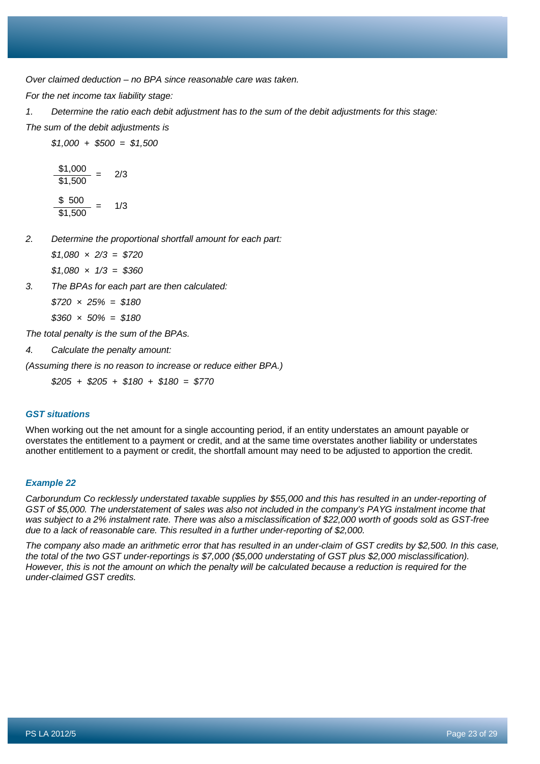*Over claimed deduction – no BPA since reasonable care was taken.*

*For the net income tax liability stage:*

1. *Determine the ratio each debit adjustment has to the sum of the debit adjustments for this stage:*

*The sum of the debit adjustments is*

$$\$1{,}000 + \$500 = \$1{,}500$$

$$\frac{\$1{,}000}{\$1{,}500} = 2/3$$

$$\frac{\$500}{\$1{,}500} = 1/3$$

2. *Determine the proportional shortfall amount for each part:*

   $\$1{,}080 \times 2/3 = \$720$

   $\$1{,}080 \times 1/3 = \$360$

3. *The BPAs for each part are then calculated:*

   $\$720 \times 25\% = \$180$

   $\$360 \times 50\% = \$180$

*The total penalty is the sum of the BPAs.*

4. *Calculate the penalty amount:*

*(Assuming there is no reason to increase or reduce either BPA.)*

$$\$205 + \$205 + \$180 + \$180 = \$770$$

### *GST situations*

When working out the net amount for a single accounting period, if an entity understates an amount payable or overstates the entitlement to a payment or credit, and at the same time overstates another liability or understates another entitlement to a payment or credit, the shortfall amount may need to be adjusted to apportion the credit.

### *Example 22*

*Carborundum Co recklessly understated taxable supplies by $55,000 and this has resulted in an under-reporting of GST of $5,000. The understatement of sales was also not included in the company's PAYG instalment income that was subject to a 2% instalment rate. There was also a misclassification of $22,000 worth of goods sold as GST-free due to a lack of reasonable care. This resulted in a further under-reporting of $2,000.*

*The company also made an arithmetic error that has resulted in an under-claim of GST credits by $2,500. In this case, the total of the two GST under-reportings is $7,000 ($5,000 understating of GST plus $2,000 misclassification). However, this is not the amount on which the penalty will be calculated because a reduction is required for the under-claimed GST credits.*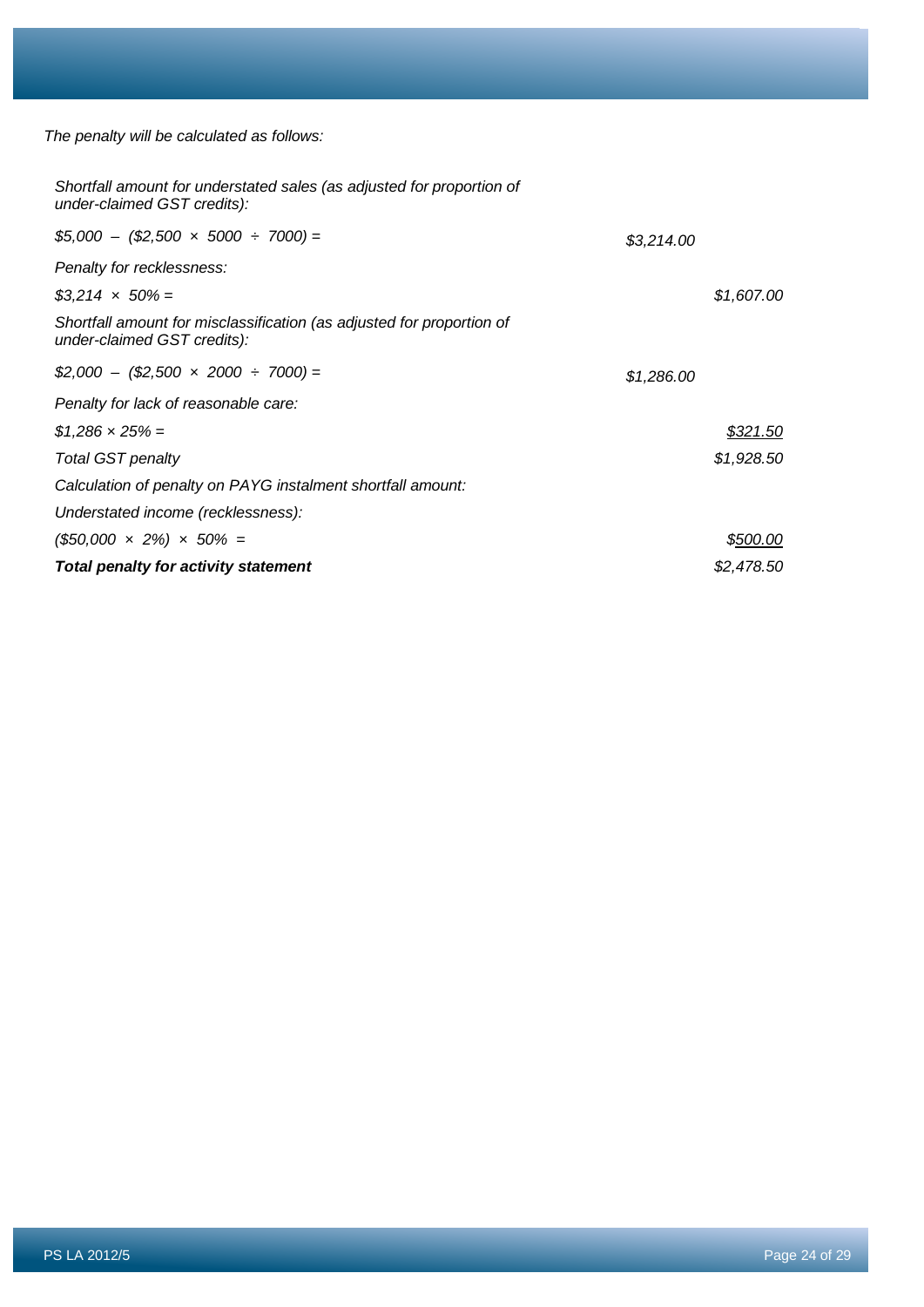*The penalty will be calculated as follows:*

| | | |
|---|---|---|
| *Shortfall amount for understated sales (as adjusted for proportion of under-claimed GST credits):* | | |
| *$5,000 – ($2,500 × 5000 ÷ 7000) =* | *$3,214.00* | |
| *Penalty for recklessness:* | | |
| *$3,214 × 50% =* | | *$1,607.00* |
| *Shortfall amount for misclassification (as adjusted for proportion of under-claimed GST credits):* | | |
| *$2,000 – ($2,500 × 2000 ÷ 7000) =* | *$1,286.00* | |
| *Penalty for lack of reasonable care:* | | |
| *$1,286 × 25% =* | | *$321.50* |
| *Total GST penalty* | | *$1,928.50* |
| *Calculation of penalty on PAYG instalment shortfall amount:* | | |
| *Understated income (recklessness):* | | |
| *($50,000 × 2%) × 50% =* | | *$500.00* |
| ***Total penalty for activity statement*** | | *$2,478.50* |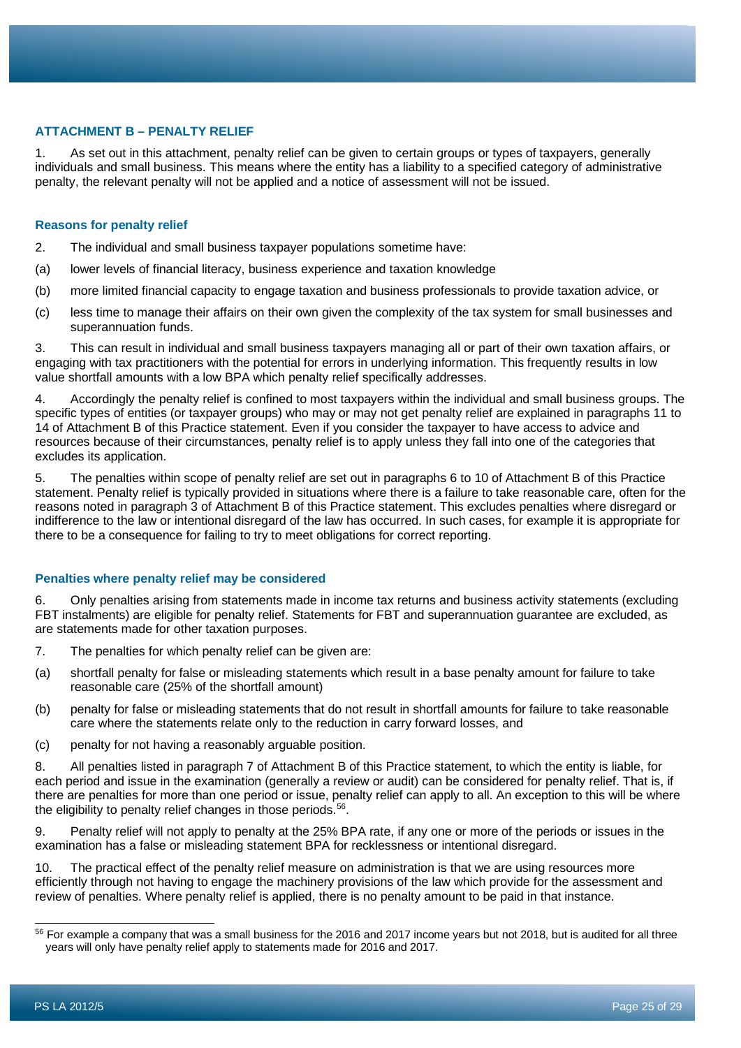## ATTACHMENT B – PENALTY RELIEF

1. As set out in this attachment, penalty relief can be given to certain groups or types of taxpayers, generally individuals and small business. This means where the entity has a liability to a specified category of administrative penalty, the relevant penalty will not be applied and a notice of assessment will not be issued.

### Reasons for penalty relief

2. The individual and small business taxpayer populations sometime have:

(a) lower levels of financial literacy, business experience and taxation knowledge

(b) more limited financial capacity to engage taxation and business professionals to provide taxation advice, or

(c) less time to manage their affairs on their own given the complexity of the tax system for small businesses and superannuation funds.

3. This can result in individual and small business taxpayers managing all or part of their own taxation affairs, or engaging with tax practitioners with the potential for errors in underlying information. This frequently results in low value shortfall amounts with a low BPA which penalty relief specifically addresses.

4. Accordingly the penalty relief is confined to most taxpayers within the individual and small business groups. The specific types of entities (or taxpayer groups) who may or may not get penalty relief are explained in paragraphs 11 to 14 of Attachment B of this Practice statement. Even if you consider the taxpayer to have access to advice and resources because of their circumstances, penalty relief is to apply unless they fall into one of the categories that excludes its application.

5. The penalties within scope of penalty relief are set out in paragraphs 6 to 10 of Attachment B of this Practice statement. Penalty relief is typically provided in situations where there is a failure to take reasonable care, often for the reasons noted in paragraph 3 of Attachment B of this Practice statement. This excludes penalties where disregard or indifference to the law or intentional disregard of the law has occurred. In such cases, for example it is appropriate for there to be a consequence for failing to try to meet obligations for correct reporting.

### Penalties where penalty relief may be considered

6. Only penalties arising from statements made in income tax returns and business activity statements (excluding FBT instalments) are eligible for penalty relief. Statements for FBT and superannuation guarantee are excluded, as are statements made for other taxation purposes.

7. The penalties for which penalty relief can be given are:

(a) shortfall penalty for false or misleading statements which result in a base penalty amount for failure to take reasonable care (25% of the shortfall amount)

(b) penalty for false or misleading statements that do not result in shortfall amounts for failure to take reasonable care where the statements relate only to the reduction in carry forward losses, and

(c) penalty for not having a reasonably arguable position.

8. All penalties listed in paragraph 7 of Attachment B of this Practice statement, to which the entity is liable, for each period and issue in the examination (generally a review or audit) can be considered for penalty relief. That is, if there are penalties for more than one period or issue, penalty relief can apply to all. An exception to this will be where the eligibility to penalty relief changes in those periods.[56].

9. Penalty relief will not apply to penalty at the 25% BPA rate, if any one or more of the periods or issues in the examination has a false or misleading statement BPA for recklessness or intentional disregard.

10. The practical effect of the penalty relief measure on administration is that we are using resources more efficiently through not having to engage the machinery provisions of the law which provide for the assessment and review of penalties. Where penalty relief is applied, there is no penalty amount to be paid in that instance.

---

[56] For example a company that was a small business for the 2016 and 2017 income years but not 2018, but is audited for all three years will only have penalty relief apply to statements made for 2016 and 2017.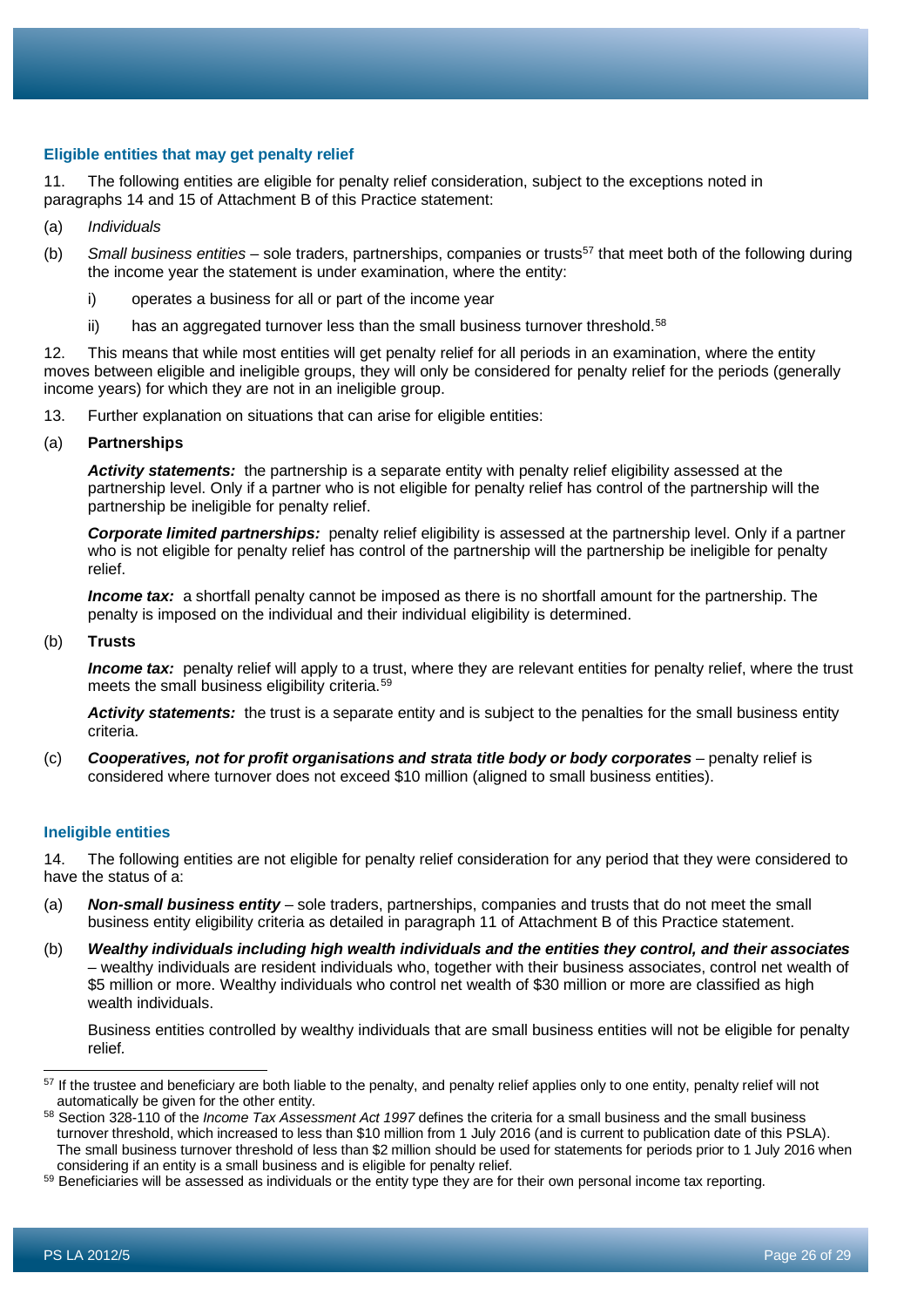### Eligible entities that may get penalty relief

11. The following entities are eligible for penalty relief consideration, subject to the exceptions noted in paragraphs 14 and 15 of Attachment B of this Practice statement:

(a) *Individuals*

(b) *Small business entities* – sole traders, partnerships, companies or trusts[57] that meet both of the following during the income year the statement is under examination, where the entity:

  i) operates a business for all or part of the income year

  ii) has an aggregated turnover less than the small business turnover threshold.[58]

12. This means that while most entities will get penalty relief for all periods in an examination, where the entity moves between eligible and ineligible groups, they will only be considered for penalty relief for the periods (generally income years) for which they are not in an ineligible group.

13. Further explanation on situations that can arise for eligible entities:

(a) **Partnerships**

  ***Activity statements:*** the partnership is a separate entity with penalty relief eligibility assessed at the partnership level. Only if a partner who is not eligible for penalty relief has control of the partnership will the partnership be ineligible for penalty relief.

  ***Corporate limited partnerships:*** penalty relief eligibility is assessed at the partnership level. Only if a partner who is not eligible for penalty relief has control of the partnership will the partnership be ineligible for penalty relief.

  ***Income tax:*** a shortfall penalty cannot be imposed as there is no shortfall amount for the partnership. The penalty is imposed on the individual and their individual eligibility is determined.

(b) **Trusts**

  ***Income tax:*** penalty relief will apply to a trust, where they are relevant entities for penalty relief, where the trust meets the small business eligibility criteria.[59]

  ***Activity statements:*** the trust is a separate entity and is subject to the penalties for the small business entity criteria.

(c) ***Cooperatives, not for profit organisations and strata title body or body corporates*** – penalty relief is considered where turnover does not exceed $10 million (aligned to small business entities).

### Ineligible entities

14. The following entities are not eligible for penalty relief consideration for any period that they were considered to have the status of a:

(a) ***Non-small business entity*** – sole traders, partnerships, companies and trusts that do not meet the small business entity eligibility criteria as detailed in paragraph 11 of Attachment B of this Practice statement.

(b) ***Wealthy individuals including high wealth individuals and the entities they control, and their associates*** – wealthy individuals are resident individuals who, together with their business associates, control net wealth of $5 million or more. Wealthy individuals who control net wealth of $30 million or more are classified as high wealth individuals.

  Business entities controlled by wealthy individuals that are small business entities will not be eligible for penalty relief.

---

[57] If the trustee and beneficiary are both liable to the penalty, and penalty relief applies only to one entity, penalty relief will not automatically be given for the other entity.

[58] Section 328-110 of the *Income Tax Assessment Act 1997* defines the criteria for a small business and the small business turnover threshold, which increased to less than $10 million from 1 July 2016 (and is current to publication date of this PSLA). The small business turnover threshold of less than $2 million should be used for statements for periods prior to 1 July 2016 when considering if an entity is a small business and is eligible for penalty relief.

[59] Beneficiaries will be assessed as individuals or the entity type they are for their own personal income tax reporting.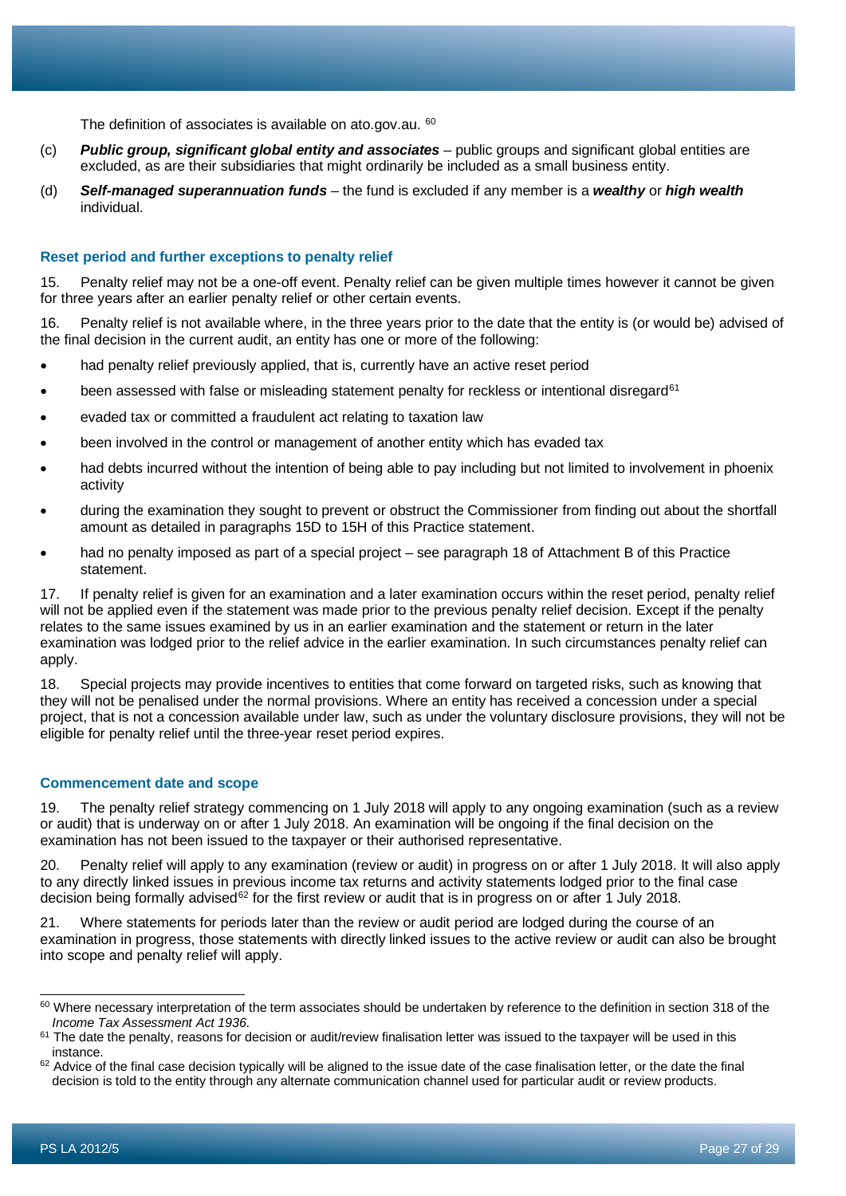The definition of associates is available on ato.gov.au. [60]

(c) ***Public group, significant global entity and associates*** – public groups and significant global entities are excluded, as are their subsidiaries that might ordinarily be included as a small business entity.

(d) ***Self-managed superannuation funds*** – the fund is excluded if any member is a ***wealthy*** or ***high wealth*** individual.

### Reset period and further exceptions to penalty relief

15. Penalty relief may not be a one-off event. Penalty relief can be given multiple times however it cannot be given for three years after an earlier penalty relief or other certain events.

16. Penalty relief is not available where, in the three years prior to the date that the entity is (or would be) advised of the final decision in the current audit, an entity has one or more of the following:

- had penalty relief previously applied, that is, currently have an active reset period
- been assessed with false or misleading statement penalty for reckless or intentional disregard[61]
- evaded tax or committed a fraudulent act relating to taxation law
- been involved in the control or management of another entity which has evaded tax
- had debts incurred without the intention of being able to pay including but not limited to involvement in phoenix activity
- during the examination they sought to prevent or obstruct the Commissioner from finding out about the shortfall amount as detailed in paragraphs 15D to 15H of this Practice statement.
- had no penalty imposed as part of a special project – see paragraph 18 of Attachment B of this Practice statement.

17. If penalty relief is given for an examination and a later examination occurs within the reset period, penalty relief will not be applied even if the statement was made prior to the previous penalty relief decision. Except if the penalty relates to the same issues examined by us in an earlier examination and the statement or return in the later examination was lodged prior to the relief advice in the earlier examination. In such circumstances penalty relief can apply.

18. Special projects may provide incentives to entities that come forward on targeted risks, such as knowing that they will not be penalised under the normal provisions. Where an entity has received a concession under a special project, that is not a concession available under law, such as under the voluntary disclosure provisions, they will not be eligible for penalty relief until the three-year reset period expires.

### Commencement date and scope

19. The penalty relief strategy commencing on 1 July 2018 will apply to any ongoing examination (such as a review or audit) that is underway on or after 1 July 2018. An examination will be ongoing if the final decision on the examination has not been issued to the taxpayer or their authorised representative.

20. Penalty relief will apply to any examination (review or audit) in progress on or after 1 July 2018. It will also apply to any directly linked issues in previous income tax returns and activity statements lodged prior to the final case decision being formally advised[62] for the first review or audit that is in progress on or after 1 July 2018.

21. Where statements for periods later than the review or audit period are lodged during the course of an examination in progress, those statements with directly linked issues to the active review or audit can also be brought into scope and penalty relief will apply.

---

[60] Where necessary interpretation of the term associates should be undertaken by reference to the definition in section 318 of the *Income Tax Assessment Act 1936*.

[61] The date the penalty, reasons for decision or audit/review finalisation letter was issued to the taxpayer will be used in this instance.

[62] Advice of the final case decision typically will be aligned to the issue date of the case finalisation letter, or the date the final decision is told to the entity through any alternate communication channel used for particular audit or review products.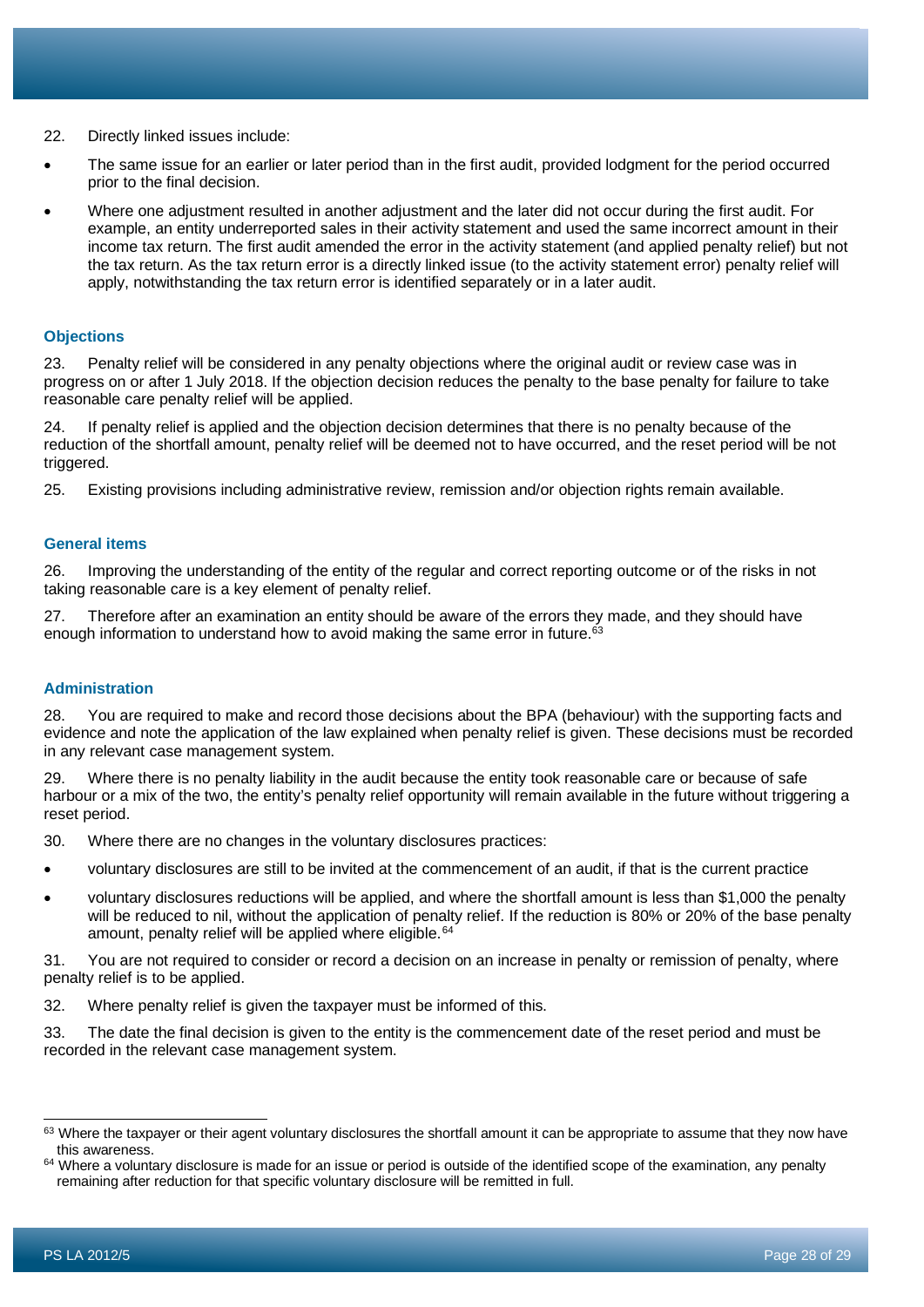22. Directly linked issues include:

- The same issue for an earlier or later period than in the first audit, provided lodgment for the period occurred prior to the final decision.
- Where one adjustment resulted in another adjustment and the later did not occur during the first audit. For example, an entity underreported sales in their activity statement and used the same incorrect amount in their income tax return. The first audit amended the error in the activity statement (and applied penalty relief) but not the tax return. As the tax return error is a directly linked issue (to the activity statement error) penalty relief will apply, notwithstanding the tax return error is identified separately or in a later audit.

### Objections

23. Penalty relief will be considered in any penalty objections where the original audit or review case was in progress on or after 1 July 2018. If the objection decision reduces the penalty to the base penalty for failure to take reasonable care penalty relief will be applied.

24. If penalty relief is applied and the objection decision determines that there is no penalty because of the reduction of the shortfall amount, penalty relief will be deemed not to have occurred, and the reset period will be not triggered.

25. Existing provisions including administrative review, remission and/or objection rights remain available.

### General items

26. Improving the understanding of the entity of the regular and correct reporting outcome or of the risks in not taking reasonable care is a key element of penalty relief.

27. Therefore after an examination an entity should be aware of the errors they made, and they should have enough information to understand how to avoid making the same error in future.[63]

### Administration

28. You are required to make and record those decisions about the BPA (behaviour) with the supporting facts and evidence and note the application of the law explained when penalty relief is given. These decisions must be recorded in any relevant case management system.

29. Where there is no penalty liability in the audit because the entity took reasonable care or because of safe harbour or a mix of the two, the entity's penalty relief opportunity will remain available in the future without triggering a reset period.

30. Where there are no changes in the voluntary disclosures practices:

- voluntary disclosures are still to be invited at the commencement of an audit, if that is the current practice
- voluntary disclosures reductions will be applied, and where the shortfall amount is less than $1,000 the penalty will be reduced to nil, without the application of penalty relief. If the reduction is 80% or 20% of the base penalty amount, penalty relief will be applied where eligible.[64]

31. You are not required to consider or record a decision on an increase in penalty or remission of penalty, where penalty relief is to be applied.

32. Where penalty relief is given the taxpayer must be informed of this.

33. The date the final decision is given to the entity is the commencement date of the reset period and must be recorded in the relevant case management system.

---

[63] Where the taxpayer or their agent voluntary disclosures the shortfall amount it can be appropriate to assume that they now have this awareness.

[64] Where a voluntary disclosure is made for an issue or period is outside of the identified scope of the examination, any penalty remaining after reduction for that specific voluntary disclosure will be remitted in full.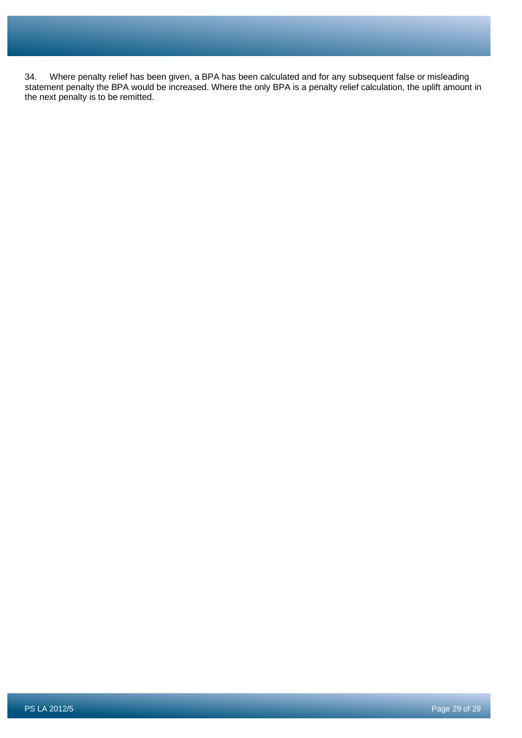34. Where penalty relief has been given, a BPA has been calculated and for any subsequent false or misleading statement penalty the BPA would be increased. Where the only BPA is a penalty relief calculation, the uplift amount in the next penalty is to be remitted.